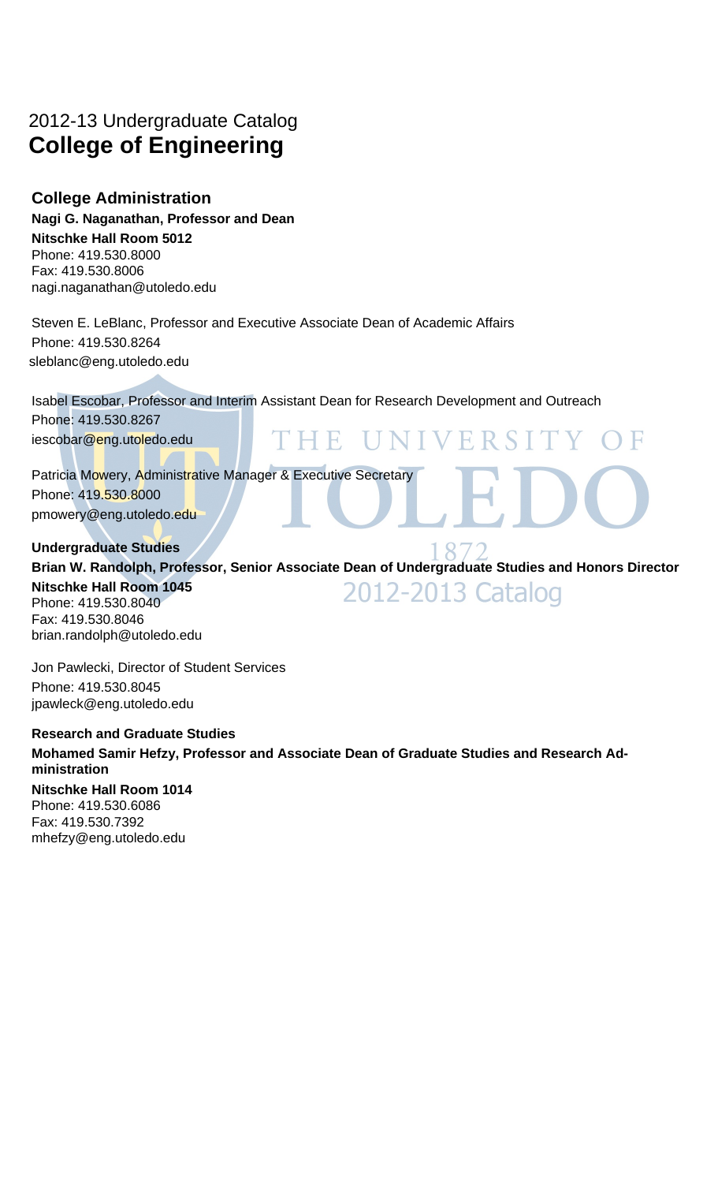2012-13 Undergraduate Catalog

# College of Engineering

## College Administration

**Nagi G. Naganathan, Professor and Dean**
**Nitschke Hall Room 5012**
Phone: 419.530.8000
Fax: 419.530.8006
nagi.naganathan@utoledo.edu

Steven E. LeBlanc, Professor and Executive Associate Dean of Academic Affairs
Phone: 419.530.8264
sleblanc@eng.utoledo.edu

Isabel Escobar, Professor and Interim Assistant Dean for Research Development and Outreach
Phone: 419.530.8267
iescobar@eng.utoledo.edu

Patricia Mowery, Administrative Manager & Executive Secretary
Phone: 419.530.8000
pmowery@eng.utoledo.edu

### Undergraduate Studies

**Brian W. Randolph, Professor, Senior Associate Dean of Undergraduate Studies and Honors Director**
**Nitschke Hall Room 1045**
Phone: 419.530.8040
Fax: 419.530.8046
brian.randolph@utoledo.edu

Jon Pawlecki, Director of Student Services
Phone: 419.530.8045
jpawleck@eng.utoledo.edu

### Research and Graduate Studies

**Mohamed Samir Hefzy, Professor and Associate Dean of Graduate Studies and Research Administration**
**Nitschke Hall Room 1014**
Phone: 419.530.6086
Fax: 419.530.7392
mhefzy@eng.utoledo.edu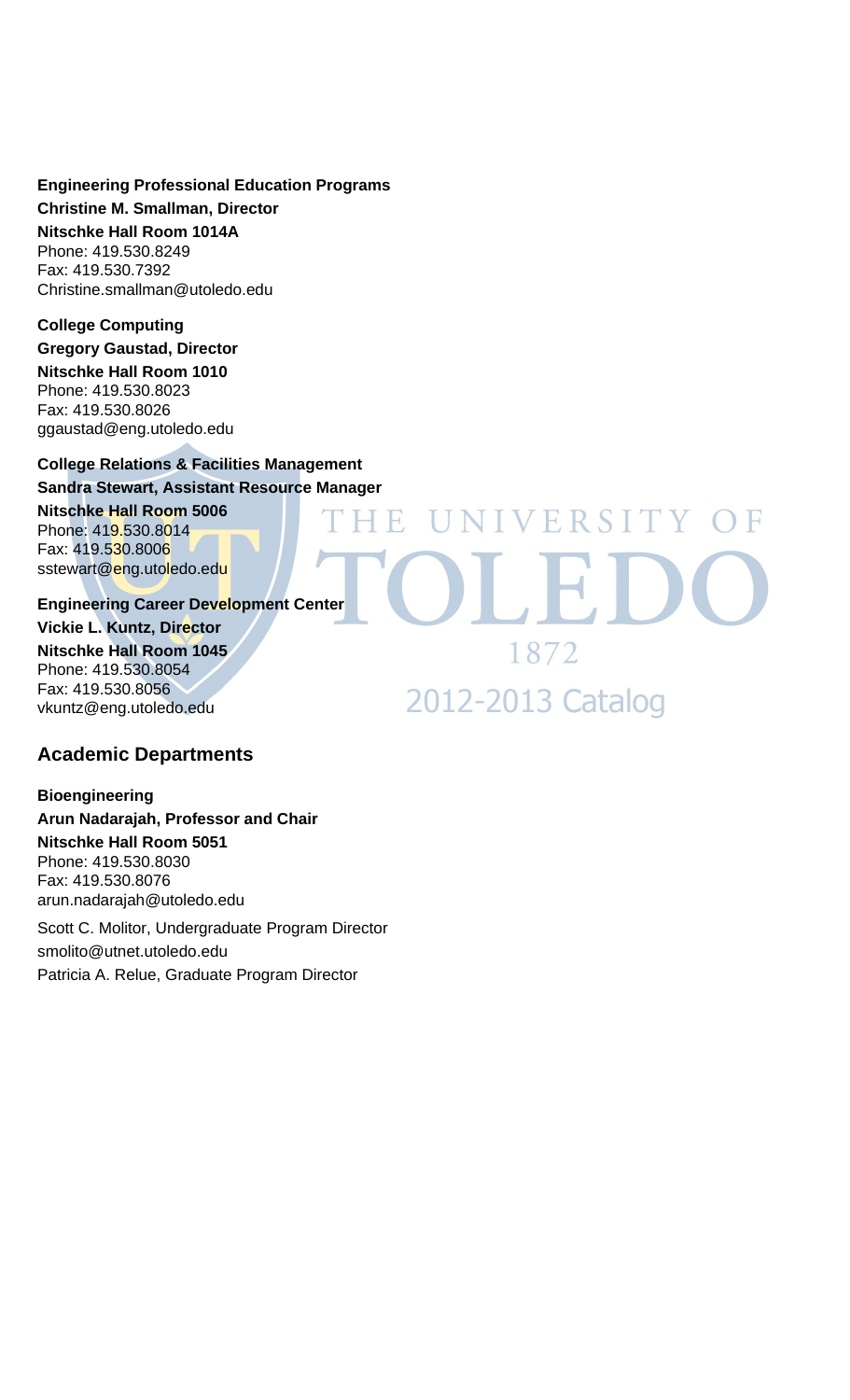**Engineering Professional Education Programs**
**Christine M. Smallman, Director**
**Nitschke Hall Room 1014A**
Phone: 419.530.8249
Fax: 419.530.7392
Christine.smallman@utoledo.edu

**College Computing**
**Gregory Gaustad, Director**
**Nitschke Hall Room 1010**
Phone: 419.530.8023
Fax: 419.530.8026
ggaustad@eng.utoledo.edu

**College Relations & Facilities Management**
**Sandra Stewart, Assistant Resource Manager**
**Nitschke Hall Room 5006**
Phone: 419.530.8014
Fax: 419.530.8006
sstewart@eng.utoledo.edu

**Engineering Career Development Center**
**Vickie L. Kuntz, Director**
**Nitschke Hall Room 1045**
Phone: 419.530.8054
Fax: 419.530.8056
vkuntz@eng.utoledo.edu

## Academic Departments

**Bioengineering**
**Arun Nadarajah, Professor and Chair**
**Nitschke Hall Room 5051**
Phone: 419.530.8030
Fax: 419.530.8076
arun.nadarajah@utoledo.edu

Scott C. Molitor, Undergraduate Program Director
smolito@utnet.utoledo.edu
Patricia A. Relue, Graduate Program Director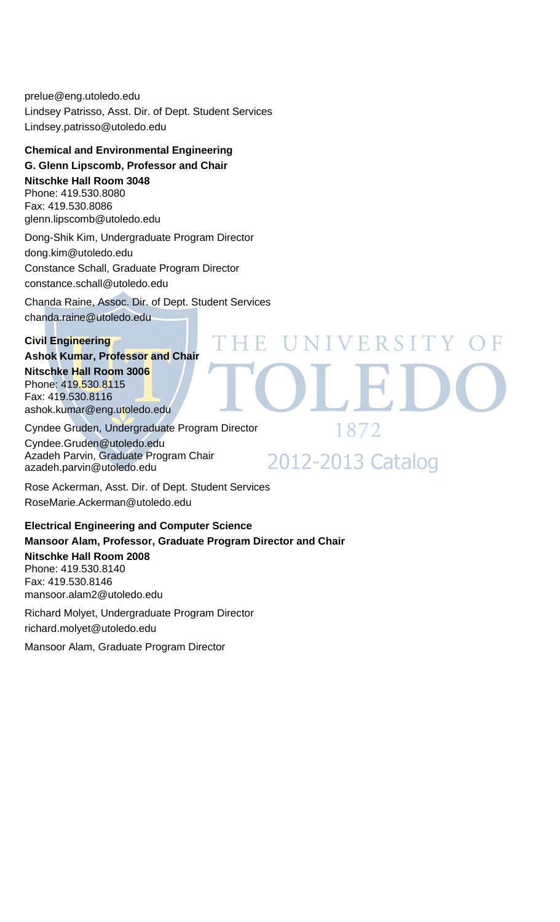prelue@eng.utoledo.edu

Lindsey Patrisso, Asst. Dir. of Dept. Student Services

Lindsey.patrisso@utoledo.edu

**Chemical and Environmental Engineering**

**G. Glenn Lipscomb, Professor and Chair**

**Nitschke Hall Room 3048**

Phone: 419.530.8080

Fax: 419.530.8086

glenn.lipscomb@utoledo.edu

Dong-Shik Kim, Undergraduate Program Director

dong.kim@utoledo.edu

Constance Schall, Graduate Program Director

constance.schall@utoledo.edu

Chanda Raine, Assoc. Dir. of Dept. Student Services

chanda.raine@utoledo.edu

**Civil Engineering**

**Ashok Kumar, Professor and Chair**

**Nitschke Hall Room 3006**

Phone: 419.530.8115

Fax: 419.530.8116

ashok.kumar@eng.utoledo.edu

Cyndee Gruden, Undergraduate Program Director

Cyndee.Gruden@utoledo.edu

Azadeh Parvin, Graduate Program Chair

azadeh.parvin@utoledo.edu

Rose Ackerman, Asst. Dir. of Dept. Student Services

RoseMarie.Ackerman@utoledo.edu

**Electrical Engineering and Computer Science**

**Mansoor Alam, Professor, Graduate Program Director and Chair**

**Nitschke Hall Room 2008**

Phone: 419.530.8140

Fax: 419.530.8146

mansoor.alam2@utoledo.edu

Richard Molyet, Undergraduate Program Director

richard.molyet@utoledo.edu

Mansoor Alam, Graduate Program Director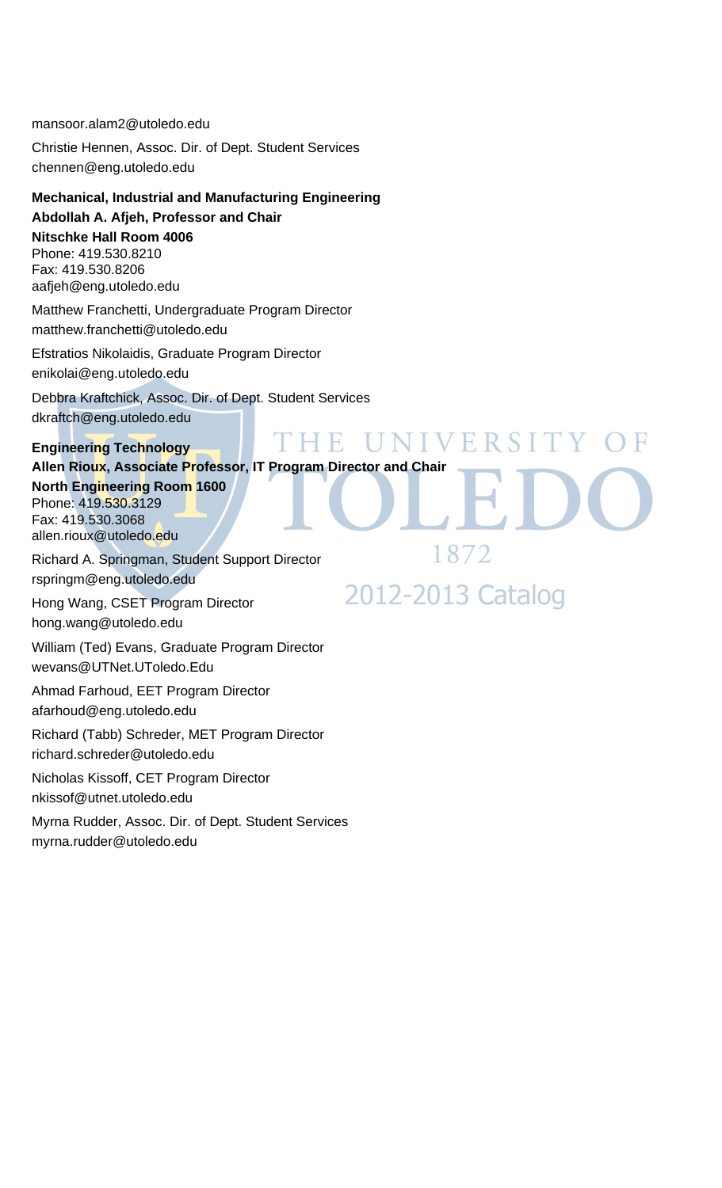mansoor.alam2@utoledo.edu

Christie Hennen, Assoc. Dir. of Dept. Student Services
chennen@eng.utoledo.edu

**Mechanical, Industrial and Manufacturing Engineering**
**Abdollah A. Afjeh, Professor and Chair**
**Nitschke Hall Room 4006**
Phone: 419.530.8210
Fax: 419.530.8206
aafjeh@eng.utoledo.edu

Matthew Franchetti, Undergraduate Program Director
matthew.franchetti@utoledo.edu

Efstratios Nikolaidis, Graduate Program Director
enikolai@eng.utoledo.edu

Debbra Kraftchick, Assoc. Dir. of Dept. Student Services
dkraftch@eng.utoledo.edu

**Engineering Technology**
**Allen Rioux, Associate Professor, IT Program Director and Chair**
**North Engineering Room 1600**
Phone: 419.530.3129
Fax: 419.530.3068
allen.rioux@utoledo.edu

Richard A. Springman, Student Support Director
rspringm@eng.utoledo.edu

Hong Wang, CSET Program Director
hong.wang@utoledo.edu

William (Ted) Evans, Graduate Program Director
wevans@UTNet.UToledo.Edu

Ahmad Farhoud, EET Program Director
afarhoud@eng.utoledo.edu

Richard (Tabb) Schreder, MET Program Director
richard.schreder@utoledo.edu

Nicholas Kissoff, CET Program Director
nkissof@utnet.utoledo.edu

Myrna Rudder, Assoc. Dir. of Dept. Student Services
myrna.rudder@utoledo.edu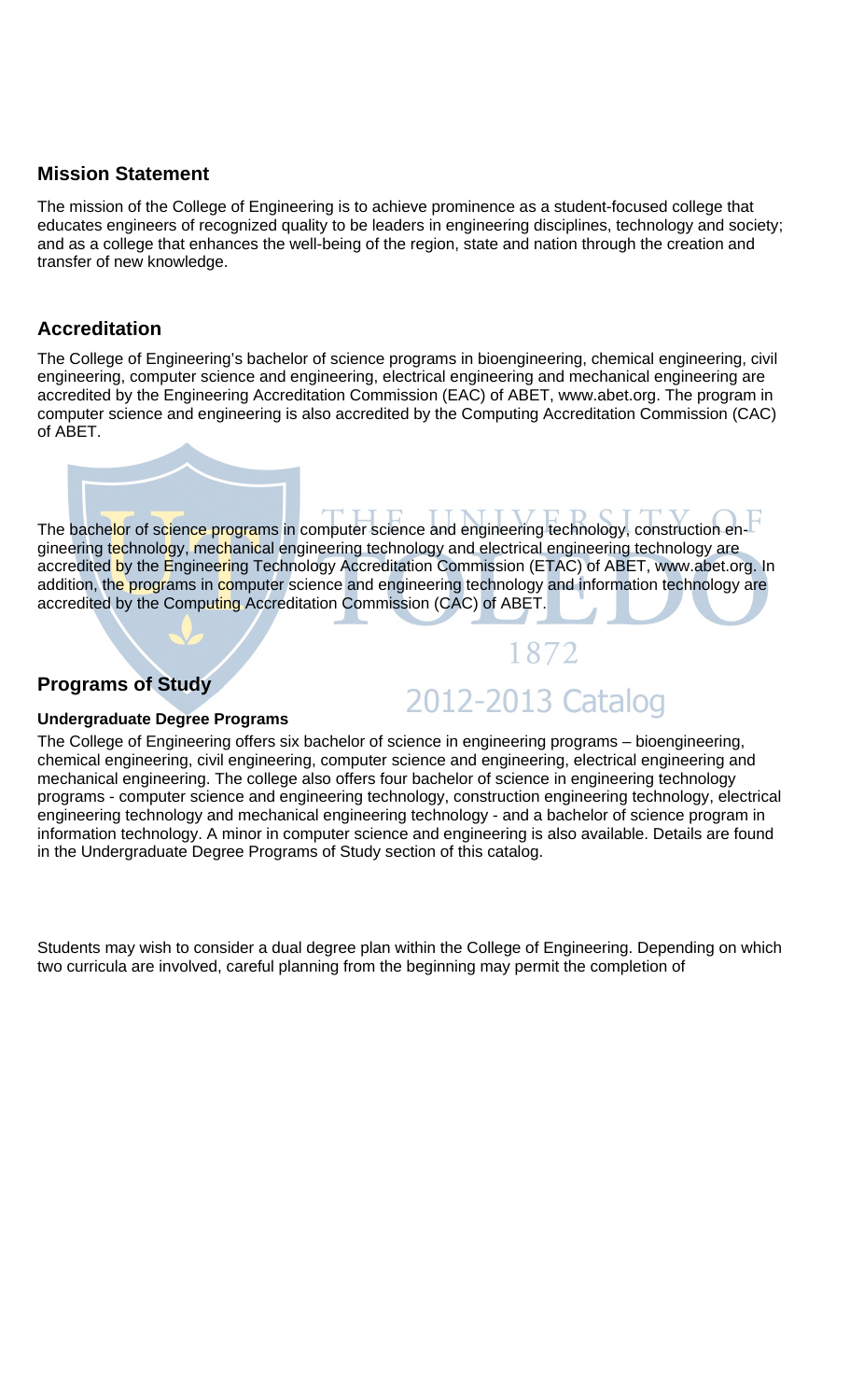## Mission Statement

The mission of the College of Engineering is to achieve prominence as a student-focused college that educates engineers of recognized quality to be leaders in engineering disciplines, technology and society; and as a college that enhances the well-being of the region, state and nation through the creation and transfer of new knowledge.

## Accreditation

The College of Engineering's bachelor of science programs in bioengineering, chemical engineering, civil engineering, computer science and engineering, electrical engineering and mechanical engineering are accredited by the Engineering Accreditation Commission (EAC) of ABET, www.abet.org. The program in computer science and engineering is also accredited by the Computing Accreditation Commission (CAC) of ABET.

The bachelor of science programs in computer science and engineering technology, construction engineering technology, mechanical engineering technology and electrical engineering technology are accredited by the Engineering Technology Accreditation Commission (ETAC) of ABET, www.abet.org. In addition, the programs in computer science and engineering technology and information technology are accredited by the Computing Accreditation Commission (CAC) of ABET.

## Programs of Study

#### Undergraduate Degree Programs

The College of Engineering offers six bachelor of science in engineering programs – bioengineering, chemical engineering, civil engineering, computer science and engineering, electrical engineering and mechanical engineering. The college also offers four bachelor of science in engineering technology programs - computer science and engineering technology, construction engineering technology, electrical engineering technology and mechanical engineering technology - and a bachelor of science program in information technology. A minor in computer science and engineering is also available. Details are found in the Undergraduate Degree Programs of Study section of this catalog.

Students may wish to consider a dual degree plan within the College of Engineering. Depending on which two curricula are involved, careful planning from the beginning may permit the completion of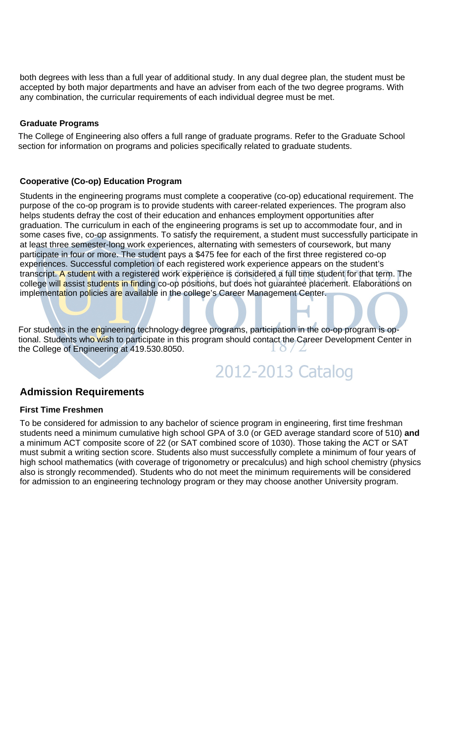both degrees with less than a full year of additional study. In any dual degree plan, the student must be accepted by both major departments and have an adviser from each of the two degree programs. With any combination, the curricular requirements of each individual degree must be met.

### Graduate Programs

The College of Engineering also offers a full range of graduate programs. Refer to the Graduate School section for information on programs and policies specifically related to graduate students.

### Cooperative (Co-op) Education Program

Students in the engineering programs must complete a cooperative (co-op) educational requirement. The purpose of the co-op program is to provide students with career-related experiences. The program also helps students defray the cost of their education and enhances employment opportunities after graduation. The curriculum in each of the engineering programs is set up to accommodate four, and in some cases five, co-op assignments. To satisfy the requirement, a student must successfully participate in at least three semester-long work experiences, alternating with semesters of coursework, but many participate in four or more. The student pays a $475 fee for each of the first three registered co-op experiences. Successful completion of each registered work experience appears on the student's transcript. A student with a registered work experience is considered a full time student for that term. The college will assist students in finding co-op positions, but does not guarantee placement. Elaborations on implementation policies are available in the college's Career Management Center.

For students in the engineering technology degree programs, participation in the co-op program is optional. Students who wish to participate in this program should contact the Career Development Center in the College of Engineering at 419.530.8050.

## Admission Requirements

### First Time Freshmen

To be considered for admission to any bachelor of science program in engineering, first time freshman students need a minimum cumulative high school GPA of 3.0 (or GED average standard score of 510) **and** a minimum ACT composite score of 22 (or SAT combined score of 1030). Those taking the ACT or SAT must submit a writing section score. Students also must successfully complete a minimum of four years of high school mathematics (with coverage of trigonometry or precalculus) and high school chemistry (physics also is strongly recommended). Students who do not meet the minimum requirements will be considered for admission to an engineering technology program or they may choose another University program.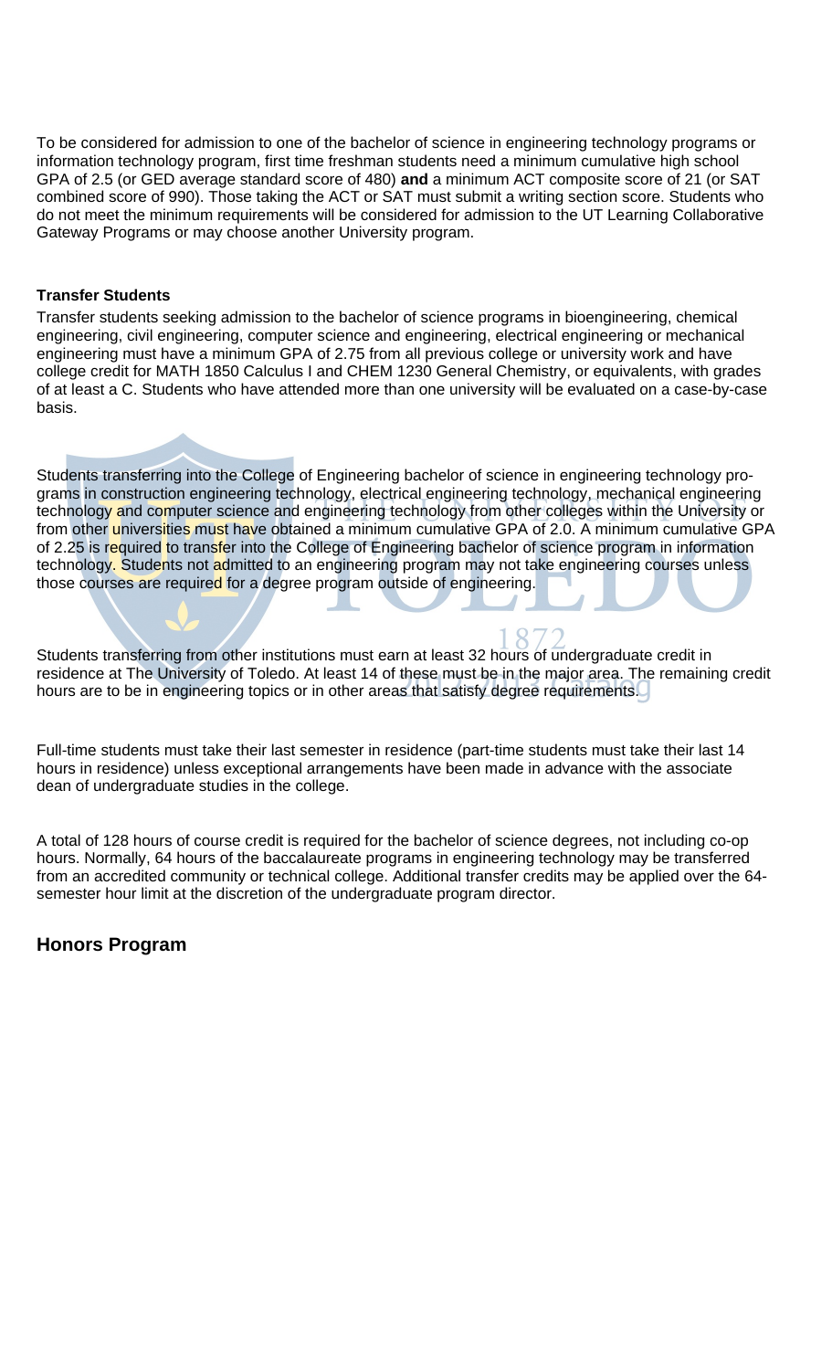To be considered for admission to one of the bachelor of science in engineering technology programs or information technology program, first time freshman students need a minimum cumulative high school GPA of 2.5 (or GED average standard score of 480) **and** a minimum ACT composite score of 21 (or SAT combined score of 990). Those taking the ACT or SAT must submit a writing section score. Students who do not meet the minimum requirements will be considered for admission to the UT Learning Collaborative Gateway Programs or may choose another University program.

**Transfer Students**

Transfer students seeking admission to the bachelor of science programs in bioengineering, chemical engineering, civil engineering, computer science and engineering, electrical engineering or mechanical engineering must have a minimum GPA of 2.75 from all previous college or university work and have college credit for MATH 1850 Calculus I and CHEM 1230 General Chemistry, or equivalents, with grades of at least a C. Students who have attended more than one university will be evaluated on a case-by-case basis.

Students transferring into the College of Engineering bachelor of science in engineering technology programs in construction engineering technology, electrical engineering technology, mechanical engineering technology and computer science and engineering technology from other colleges within the University or from other universities must have obtained a minimum cumulative GPA of 2.0. A minimum cumulative GPA of 2.25 is required to transfer into the College of Engineering bachelor of science program in information technology. Students not admitted to an engineering program may not take engineering courses unless those courses are required for a degree program outside of engineering.

Students transferring from other institutions must earn at least 32 hours of undergraduate credit in residence at The University of Toledo. At least 14 of these must be in the major area. The remaining credit hours are to be in engineering topics or in other areas that satisfy degree requirements.

Full-time students must take their last semester in residence (part-time students must take their last 14 hours in residence) unless exceptional arrangements have been made in advance with the associate dean of undergraduate studies in the college.

A total of 128 hours of course credit is required for the bachelor of science degrees, not including co-op hours. Normally, 64 hours of the baccalaureate programs in engineering technology may be transferred from an accredited community or technical college. Additional transfer credits may be applied over the 64-semester hour limit at the discretion of the undergraduate program director.

## Honors Program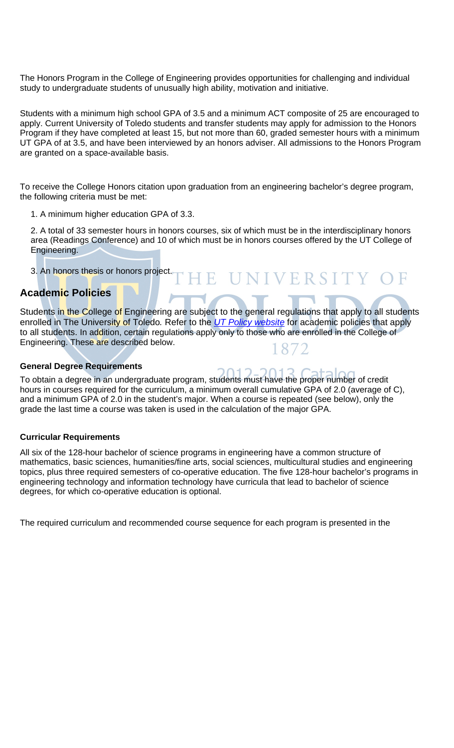The Honors Program in the College of Engineering provides opportunities for challenging and individual study to undergraduate students of unusually high ability, motivation and initiative.

Students with a minimum high school GPA of 3.5 and a minimum ACT composite of 25 are encouraged to apply. Current University of Toledo students and transfer students may apply for admission to the Honors Program if they have completed at least 15, but not more than 60, graded semester hours with a minimum UT GPA of at 3.5, and have been interviewed by an honors adviser. All admissions to the Honors Program are granted on a space-available basis.

To receive the College Honors citation upon graduation from an engineering bachelor's degree program, the following criteria must be met:

1. A minimum higher education GPA of 3.3.
2. A total of 33 semester hours in honors courses, six of which must be in the interdisciplinary honors area (Readings Conference) and 10 of which must be in honors courses offered by the UT College of Engineering.
3. An honors thesis or honors project.

## Academic Policies

Students in the College of Engineering are subject to the general regulations that apply to all students enrolled in The University of Toledo. Refer to the *UT Policy website* for academic policies that apply to all students. In addition, certain regulations apply only to those who are enrolled in the College of Engineering. These are described below.

### General Degree Requirements

To obtain a degree in an undergraduate program, students must have the proper number of credit hours in courses required for the curriculum, a minimum overall cumulative GPA of 2.0 (average of C), and a minimum GPA of 2.0 in the student's major. When a course is repeated (see below), only the grade the last time a course was taken is used in the calculation of the major GPA.

### Curricular Requirements

All six of the 128-hour bachelor of science programs in engineering have a common structure of mathematics, basic sciences, humanities/fine arts, social sciences, multicultural studies and engineering topics, plus three required semesters of co-operative education. The five 128-hour bachelor's programs in engineering technology and information technology have curricula that lead to bachelor of science degrees, for which co-operative education is optional.

The required curriculum and recommended course sequence for each program is presented in the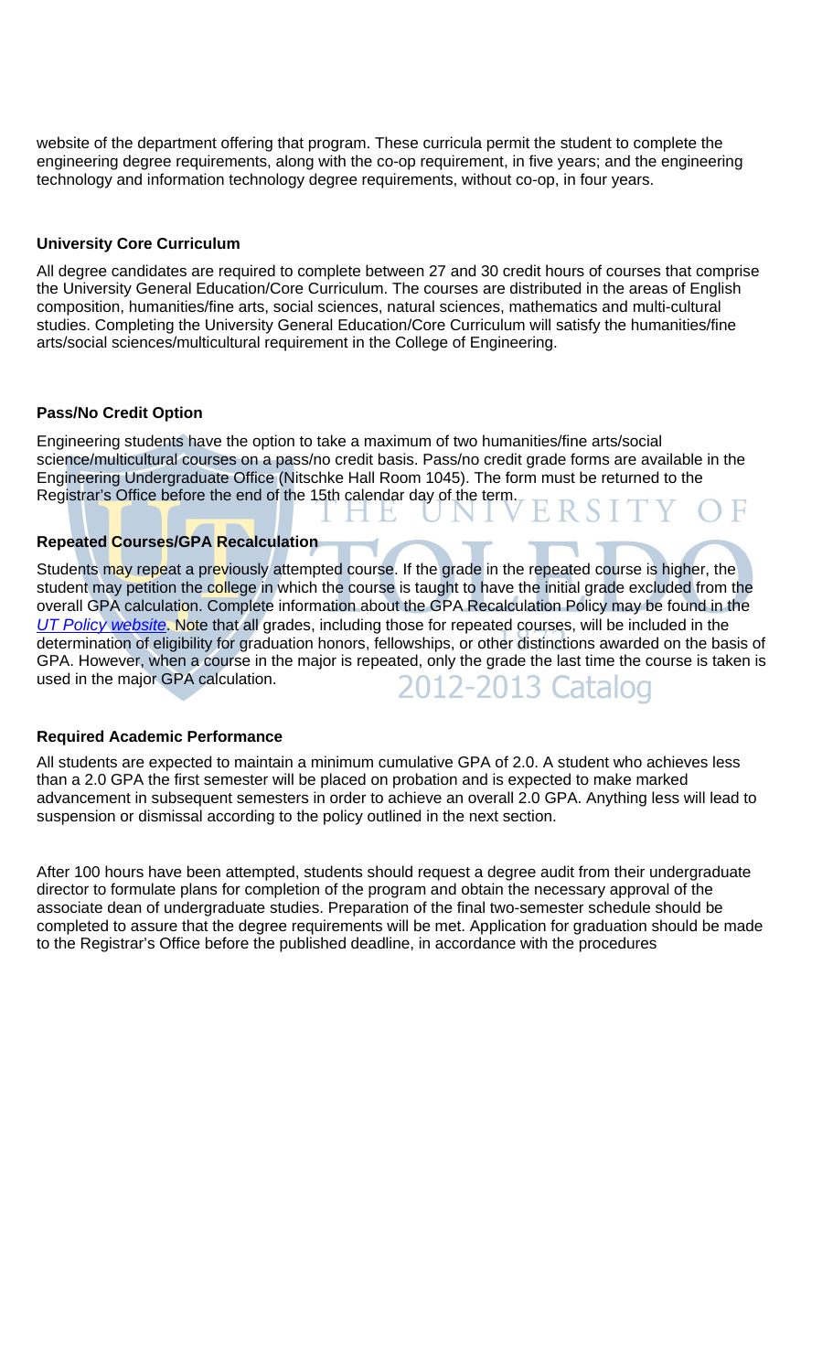website of the department offering that program. These curricula permit the student to complete the engineering degree requirements, along with the co-op requirement, in five years; and the engineering technology and information technology degree requirements, without co-op, in four years.

**University Core Curriculum**

All degree candidates are required to complete between 27 and 30 credit hours of courses that comprise the University General Education/Core Curriculum. The courses are distributed in the areas of English composition, humanities/fine arts, social sciences, natural sciences, mathematics and multi-cultural studies. Completing the University General Education/Core Curriculum will satisfy the humanities/fine arts/social sciences/multicultural requirement in the College of Engineering.

**Pass/No Credit Option**

Engineering students have the option to take a maximum of two humanities/fine arts/social science/multicultural courses on a pass/no credit basis. Pass/no credit grade forms are available in the Engineering Undergraduate Office (Nitschke Hall Room 1045). The form must be returned to the Registrar's Office before the end of the 15th calendar day of the term.

**Repeated Courses/GPA Recalculation**

Students may repeat a previously attempted course. If the grade in the repeated course is higher, the student may petition the college in which the course is taught to have the initial grade excluded from the overall GPA calculation. Complete information about the GPA Recalculation Policy may be found in the *UT Policy website*. Note that all grades, including those for repeated courses, will be included in the determination of eligibility for graduation honors, fellowships, or other distinctions awarded on the basis of GPA. However, when a course in the major is repeated, only the grade the last time the course is taken is used in the major GPA calculation.

**Required Academic Performance**

All students are expected to maintain a minimum cumulative GPA of 2.0. A student who achieves less than a 2.0 GPA the first semester will be placed on probation and is expected to make marked advancement in subsequent semesters in order to achieve an overall 2.0 GPA. Anything less will lead to suspension or dismissal according to the policy outlined in the next section.

After 100 hours have been attempted, students should request a degree audit from their undergraduate director to formulate plans for completion of the program and obtain the necessary approval of the associate dean of undergraduate studies. Preparation of the final two-semester schedule should be completed to assure that the degree requirements will be met. Application for graduation should be made to the Registrar's Office before the published deadline, in accordance with the procedures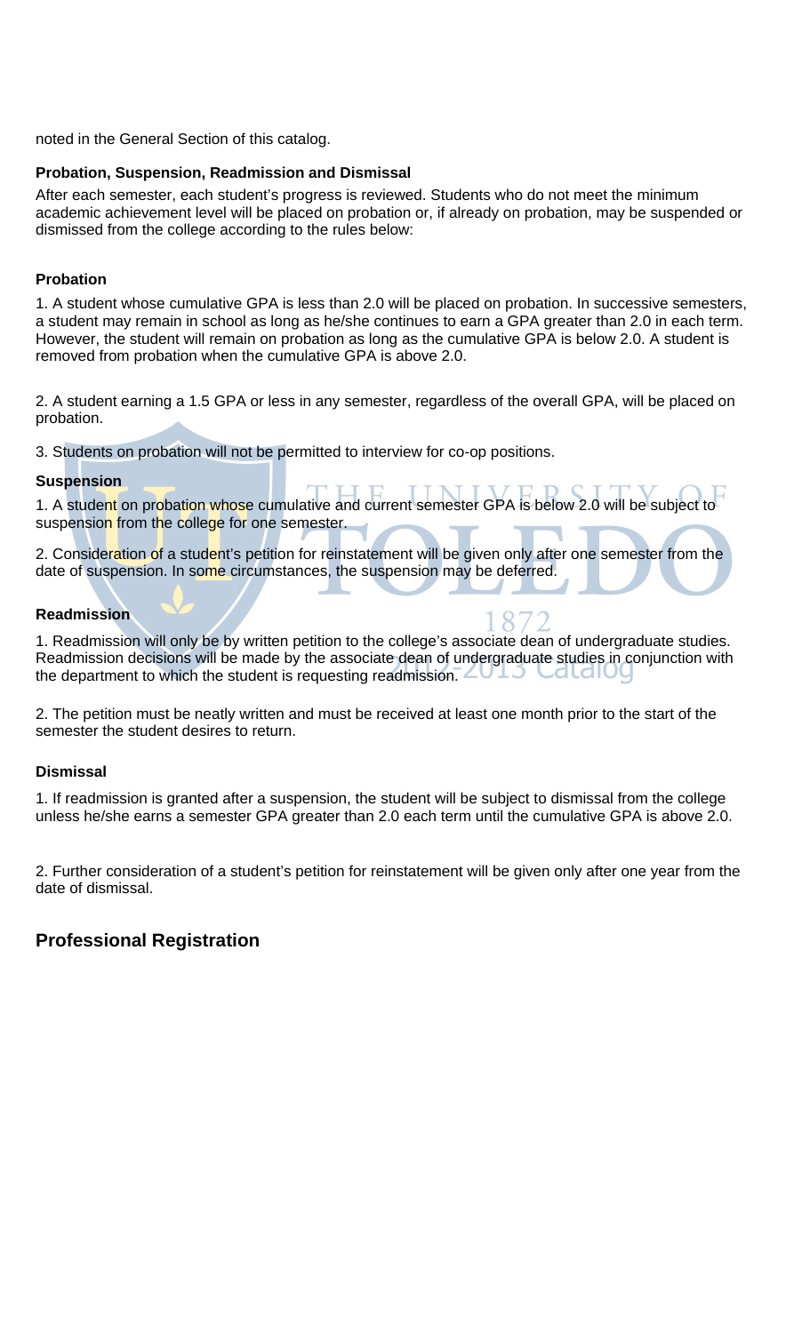noted in the General Section of this catalog.

### Probation, Suspension, Readmission and Dismissal

After each semester, each student's progress is reviewed. Students who do not meet the minimum academic achievement level will be placed on probation or, if already on probation, may be suspended or dismissed from the college according to the rules below:

#### Probation

1. A student whose cumulative GPA is less than 2.0 will be placed on probation. In successive semesters, a student may remain in school as long as he/she continues to earn a GPA greater than 2.0 in each term. However, the student will remain on probation as long as the cumulative GPA is below 2.0. A student is removed from probation when the cumulative GPA is above 2.0.

2. A student earning a 1.5 GPA or less in any semester, regardless of the overall GPA, will be placed on probation.

3. Students on probation will not be permitted to interview for co-op positions.

#### Suspension

1. A student on probation whose cumulative and current semester GPA is below 2.0 will be subject to suspension from the college for one semester.

2. Consideration of a student's petition for reinstatement will be given only after one semester from the date of suspension. In some circumstances, the suspension may be deferred.

#### Readmission

1. Readmission will only be by written petition to the college's associate dean of undergraduate studies. Readmission decisions will be made by the associate dean of undergraduate studies in conjunction with the department to which the student is requesting readmission.

2. The petition must be neatly written and must be received at least one month prior to the start of the semester the student desires to return.

#### Dismissal

1. If readmission is granted after a suspension, the student will be subject to dismissal from the college unless he/she earns a semester GPA greater than 2.0 each term until the cumulative GPA is above 2.0.

2. Further consideration of a student's petition for reinstatement will be given only after one year from the date of dismissal.

## Professional Registration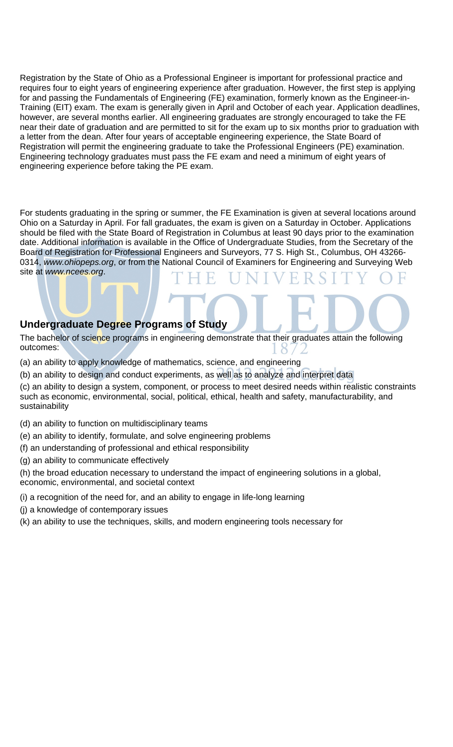Registration by the State of Ohio as a Professional Engineer is important for professional practice and requires four to eight years of engineering experience after graduation. However, the first step is applying for and passing the Fundamentals of Engineering (FE) examination, formerly known as the Engineer-in-Training (EIT) exam. The exam is generally given in April and October of each year. Application deadlines, however, are several months earlier. All engineering graduates are strongly encouraged to take the FE near their date of graduation and are permitted to sit for the exam up to six months prior to graduation with a letter from the dean. After four years of acceptable engineering experience, the State Board of Registration will permit the engineering graduate to take the Professional Engineers (PE) examination. Engineering technology graduates must pass the FE exam and need a minimum of eight years of engineering experience before taking the PE exam.

For students graduating in the spring or summer, the FE Examination is given at several locations around Ohio on a Saturday in April. For fall graduates, the exam is given on a Saturday in October. Applications should be filed with the State Board of Registration in Columbus at least 90 days prior to the examination date. Additional information is available in the Office of Undergraduate Studies, from the Secretary of the Board of Registration for Professional Engineers and Surveyors, 77 S. High St., Columbus, OH 43266-0314, *www.ohiopeps.org*, or from the National Council of Examiners for Engineering and Surveying Web site at *www.ncees.org*.

### Undergraduate Degree Programs of Study

The bachelor of science programs in engineering demonstrate that their graduates attain the following outcomes:

(a) an ability to apply knowledge of mathematics, science, and engineering

(b) an ability to design and conduct experiments, as well as to analyze and interpret data

(c) an ability to design a system, component, or process to meet desired needs within realistic constraints such as economic, environmental, social, political, ethical, health and safety, manufacturability, and sustainability

(d) an ability to function on multidisciplinary teams

(e) an ability to identify, formulate, and solve engineering problems

(f) an understanding of professional and ethical responsibility

(g) an ability to communicate effectively

(h) the broad education necessary to understand the impact of engineering solutions in a global, economic, environmental, and societal context

(i) a recognition of the need for, and an ability to engage in life-long learning

(j) a knowledge of contemporary issues

(k) an ability to use the techniques, skills, and modern engineering tools necessary for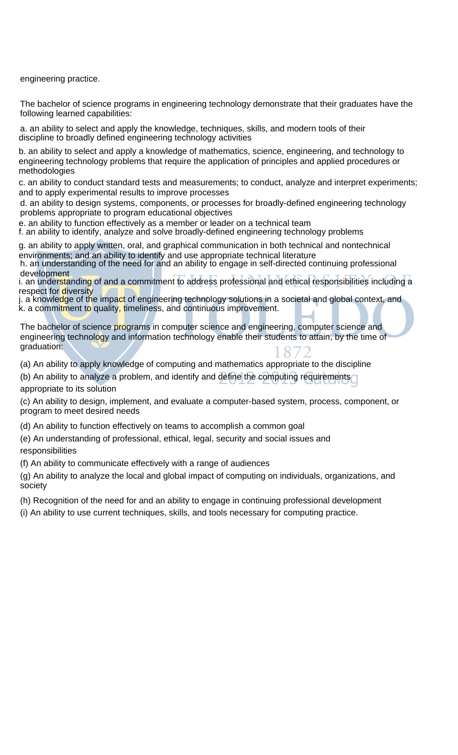engineering practice.

The bachelor of science programs in engineering technology demonstrate that their graduates have the following learned capabilities:

a. an ability to select and apply the knowledge, techniques, skills, and modern tools of their discipline to broadly defined engineering technology activities

b. an ability to select and apply a knowledge of mathematics, science, engineering, and technology to engineering technology problems that require the application of principles and applied procedures or methodologies

c. an ability to conduct standard tests and measurements; to conduct, analyze and interpret experiments; and to apply experimental results to improve processes

d. an ability to design systems, components, or processes for broadly-defined engineering technology problems appropriate to program educational objectives

e. an ability to function effectively as a member or leader on a technical team

f. an ability to identify, analyze and solve broadly-defined engineering technology problems

g. an ability to apply written, oral, and graphical communication in both technical and nontechnical environments; and an ability to identify and use appropriate technical literature

h. an understanding of the need for and an ability to engage in self-directed continuing professional development

i. an understanding of and a commitment to address professional and ethical responsibilities including a respect for diversity

j. a knowledge of the impact of engineering technology solutions in a societal and global context, and

k. a commitment to quality, timeliness, and continuous improvement.

The bachelor of science programs in computer science and engineering, computer science and engineering technology and information technology enable their students to attain, by the time of graduation:

(a) An ability to apply knowledge of computing and mathematics appropriate to the discipline

(b) An ability to analyze a problem, and identify and define the computing requirements appropriate to its solution

(c) An ability to design, implement, and evaluate a computer-based system, process, component, or program to meet desired needs

(d) An ability to function effectively on teams to accomplish a common goal

(e) An understanding of professional, ethical, legal, security and social issues and responsibilities

(f) An ability to communicate effectively with a range of audiences

(g) An ability to analyze the local and global impact of computing on individuals, organizations, and society

(h) Recognition of the need for and an ability to engage in continuing professional development

(i) An ability to use current techniques, skills, and tools necessary for computing practice.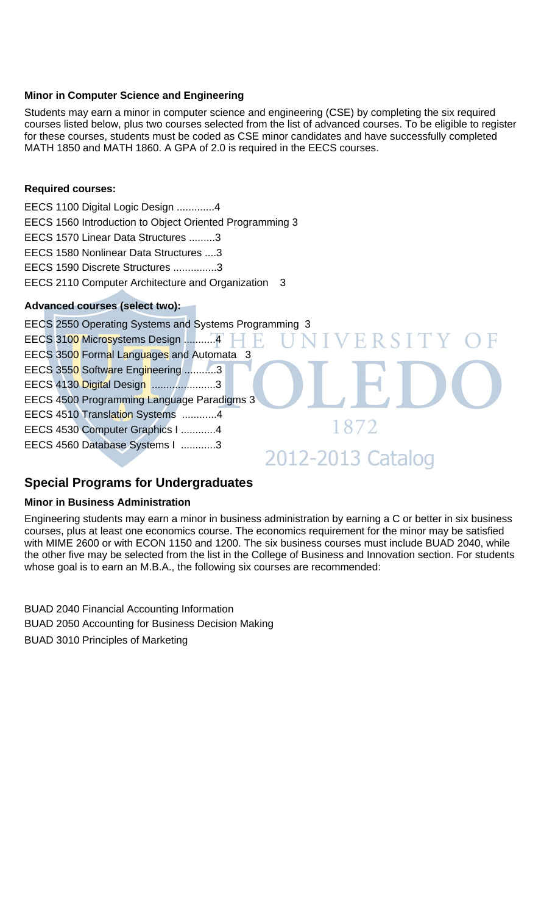### Minor in Computer Science and Engineering

Students may earn a minor in computer science and engineering (CSE) by completing the six required courses listed below, plus two courses selected from the list of advanced courses. To be eligible to register for these courses, students must be coded as CSE minor candidates and have successfully completed MATH 1850 and MATH 1860. A GPA of 2.0 is required in the EECS courses.

**Required courses:**

EECS 1100 Digital Logic Design .............4
EECS 1560 Introduction to Object Oriented Programming 3
EECS 1570 Linear Data Structures .........3
EECS 1580 Nonlinear Data Structures ....3
EECS 1590 Discrete Structures ...............3
EECS 2110 Computer Architecture and Organization 3

**Advanced courses (select two):**

EECS 2550 Operating Systems and Systems Programming 3
EECS 3100 Microsystems Design ...........4
EECS 3500 Formal Languages and Automata 3
EECS 3550 Software Engineering ...........3
EECS 4130 Digital Design ......................3
EECS 4500 Programming Language Paradigms 3
EECS 4510 Translation Systems ............4
EECS 4530 Computer Graphics I ............4
EECS 4560 Database Systems I ............3

## Special Programs for Undergraduates

### Minor in Business Administration

Engineering students may earn a minor in business administration by earning a C or better in six business courses, plus at least one economics course. The economics requirement for the minor may be satisfied with MIME 2600 or with ECON 1150 and 1200. The six business courses must include BUAD 2040, while the other five may be selected from the list in the College of Business and Innovation section. For students whose goal is to earn an M.B.A., the following six courses are recommended:

BUAD 2040 Financial Accounting Information
BUAD 2050 Accounting for Business Decision Making
BUAD 3010 Principles of Marketing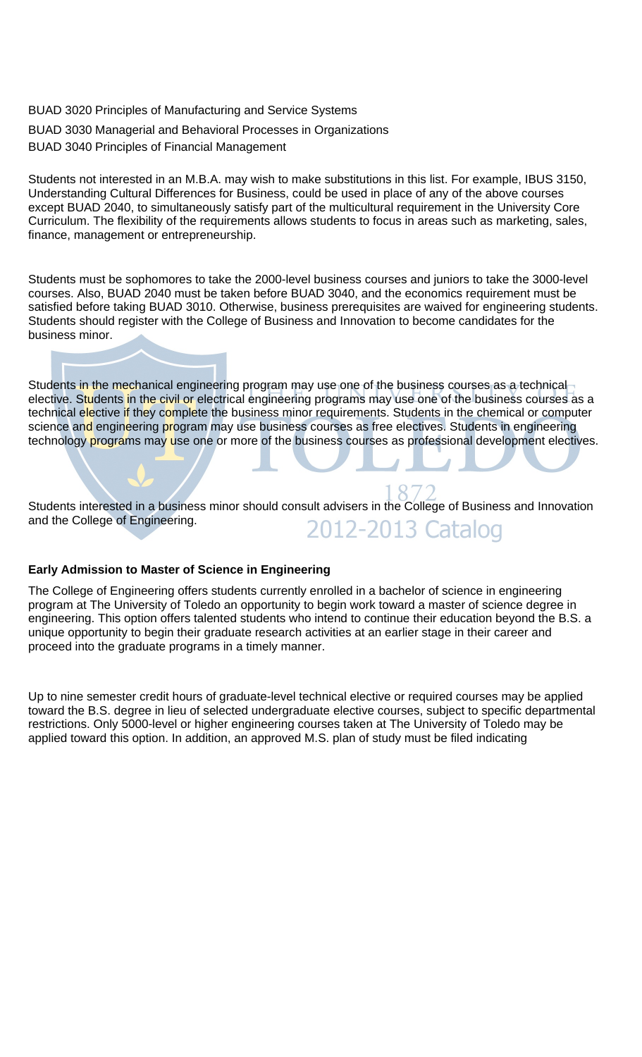BUAD 3020 Principles of Manufacturing and Service Systems

BUAD 3030 Managerial and Behavioral Processes in Organizations

BUAD 3040 Principles of Financial Management

Students not interested in an M.B.A. may wish to make substitutions in this list. For example, IBUS 3150, Understanding Cultural Differences for Business, could be used in place of any of the above courses except BUAD 2040, to simultaneously satisfy part of the multicultural requirement in the University Core Curriculum. The flexibility of the requirements allows students to focus in areas such as marketing, sales, finance, management or entrepreneurship.

Students must be sophomores to take the 2000-level business courses and juniors to take the 3000-level courses. Also, BUAD 2040 must be taken before BUAD 3040, and the economics requirement must be satisfied before taking BUAD 3010. Otherwise, business prerequisites are waived for engineering students. Students should register with the College of Business and Innovation to become candidates for the business minor.

Students in the mechanical engineering program may use one of the business courses as a technical elective. Students in the civil or electrical engineering programs may use one of the business courses as a technical elective if they complete the business minor requirements. Students in the chemical or computer science and engineering program may use business courses as free electives. Students in engineering technology programs may use one or more of the business courses as professional development electives.

Students interested in a business minor should consult advisers in the College of Business and Innovation and the College of Engineering.

**Early Admission to Master of Science in Engineering**

The College of Engineering offers students currently enrolled in a bachelor of science in engineering program at The University of Toledo an opportunity to begin work toward a master of science degree in engineering. This option offers talented students who intend to continue their education beyond the B.S. a unique opportunity to begin their graduate research activities at an earlier stage in their career and proceed into the graduate programs in a timely manner.

Up to nine semester credit hours of graduate-level technical elective or required courses may be applied toward the B.S. degree in lieu of selected undergraduate elective courses, subject to specific departmental restrictions. Only 5000-level or higher engineering courses taken at The University of Toledo may be applied toward this option. In addition, an approved M.S. plan of study must be filed indicating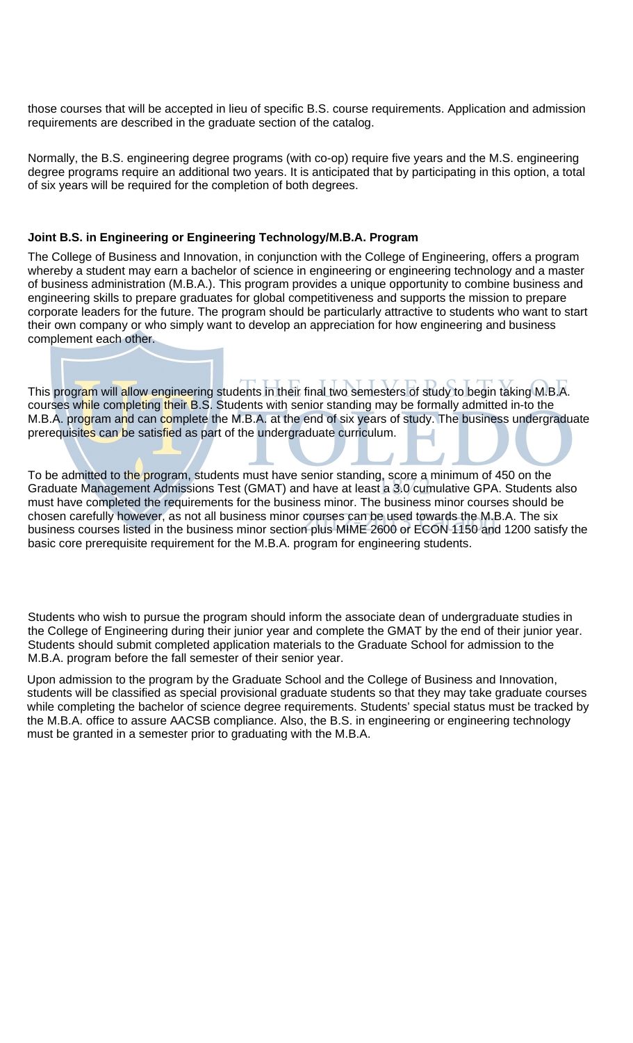those courses that will be accepted in lieu of specific B.S. course requirements. Application and admission requirements are described in the graduate section of the catalog.

Normally, the B.S. engineering degree programs (with co-op) require five years and the M.S. engineering degree programs require an additional two years. It is anticipated that by participating in this option, a total of six years will be required for the completion of both degrees.

**Joint B.S. in Engineering or Engineering Technology/M.B.A. Program**

The College of Business and Innovation, in conjunction with the College of Engineering, offers a program whereby a student may earn a bachelor of science in engineering or engineering technology and a master of business administration (M.B.A.). This program provides a unique opportunity to combine business and engineering skills to prepare graduates for global competitiveness and supports the mission to prepare corporate leaders for the future. The program should be particularly attractive to students who want to start their own company or who simply want to develop an appreciation for how engineering and business complement each other.

This program will allow engineering students in their final two semesters of study to begin taking M.B.A. courses while completing their B.S. Students with senior standing may be formally admitted in-to the M.B.A. program and can complete the M.B.A. at the end of six years of study. The business undergraduate prerequisites can be satisfied as part of the undergraduate curriculum.

To be admitted to the program, students must have senior standing, score a minimum of 450 on the Graduate Management Admissions Test (GMAT) and have at least a 3.0 cumulative GPA. Students also must have completed the requirements for the business minor. The business minor courses should be chosen carefully however, as not all business minor courses can be used towards the M.B.A. The six business courses listed in the business minor section plus MIME 2600 or ECON 1150 and 1200 satisfy the basic core prerequisite requirement for the M.B.A. program for engineering students.

Students who wish to pursue the program should inform the associate dean of undergraduate studies in the College of Engineering during their junior year and complete the GMAT by the end of their junior year. Students should submit completed application materials to the Graduate School for admission to the M.B.A. program before the fall semester of their senior year.

Upon admission to the program by the Graduate School and the College of Business and Innovation, students will be classified as special provisional graduate students so that they may take graduate courses while completing the bachelor of science degree requirements. Students' special status must be tracked by the M.B.A. office to assure AACSB compliance. Also, the B.S. in engineering or engineering technology must be granted in a semester prior to graduating with the M.B.A.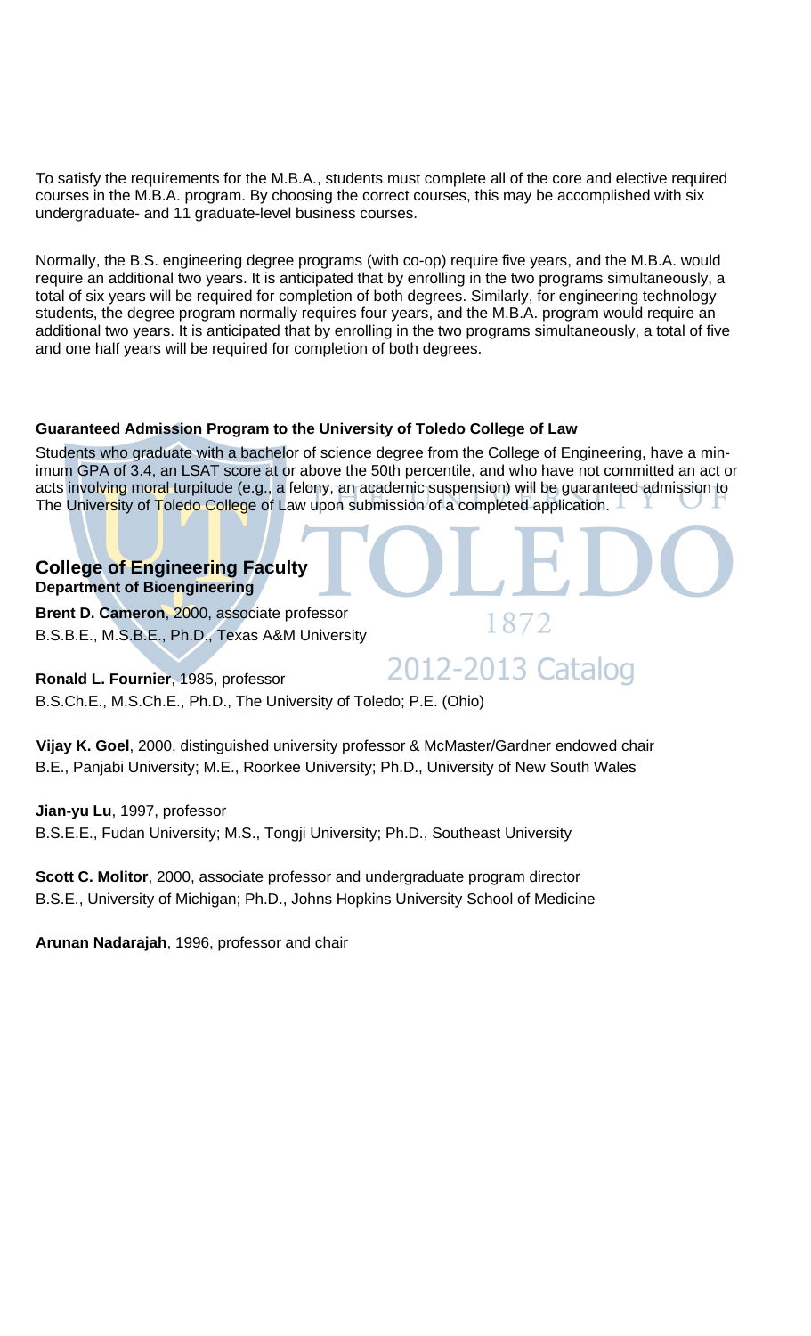To satisfy the requirements for the M.B.A., students must complete all of the core and elective required courses in the M.B.A. program. By choosing the correct courses, this may be accomplished with six undergraduate- and 11 graduate-level business courses.

Normally, the B.S. engineering degree programs (with co-op) require five years, and the M.B.A. would require an additional two years. It is anticipated that by enrolling in the two programs simultaneously, a total of six years will be required for completion of both degrees. Similarly, for engineering technology students, the degree program normally requires four years, and the M.B.A. program would require an additional two years. It is anticipated that by enrolling in the two programs simultaneously, a total of five and one half years will be required for completion of both degrees.

**Guaranteed Admission Program to the University of Toledo College of Law**

Students who graduate with a bachelor of science degree from the College of Engineering, have a minimum GPA of 3.4, an LSAT score at or above the 50th percentile, and who have not committed an act or acts involving moral turpitude (e.g., a felony, an academic suspension) will be guaranteed admission to The University of Toledo College of Law upon submission of a completed application.

## College of Engineering Faculty

### Department of Bioengineering

**Brent D. Cameron**, 2000, associate professor
B.S.B.E., M.S.B.E., Ph.D., Texas A&M University

**Ronald L. Fournier**, 1985, professor
B.S.Ch.E., M.S.Ch.E., Ph.D., The University of Toledo; P.E. (Ohio)

**Vijay K. Goel**, 2000, distinguished university professor & McMaster/Gardner endowed chair
B.E., Panjabi University; M.E., Roorkee University; Ph.D., University of New South Wales

**Jian-yu Lu**, 1997, professor
B.S.E.E., Fudan University; M.S., Tongji University; Ph.D., Southeast University

**Scott C. Molitor**, 2000, associate professor and undergraduate program director
B.S.E., University of Michigan; Ph.D., Johns Hopkins University School of Medicine

**Arunan Nadarajah**, 1996, professor and chair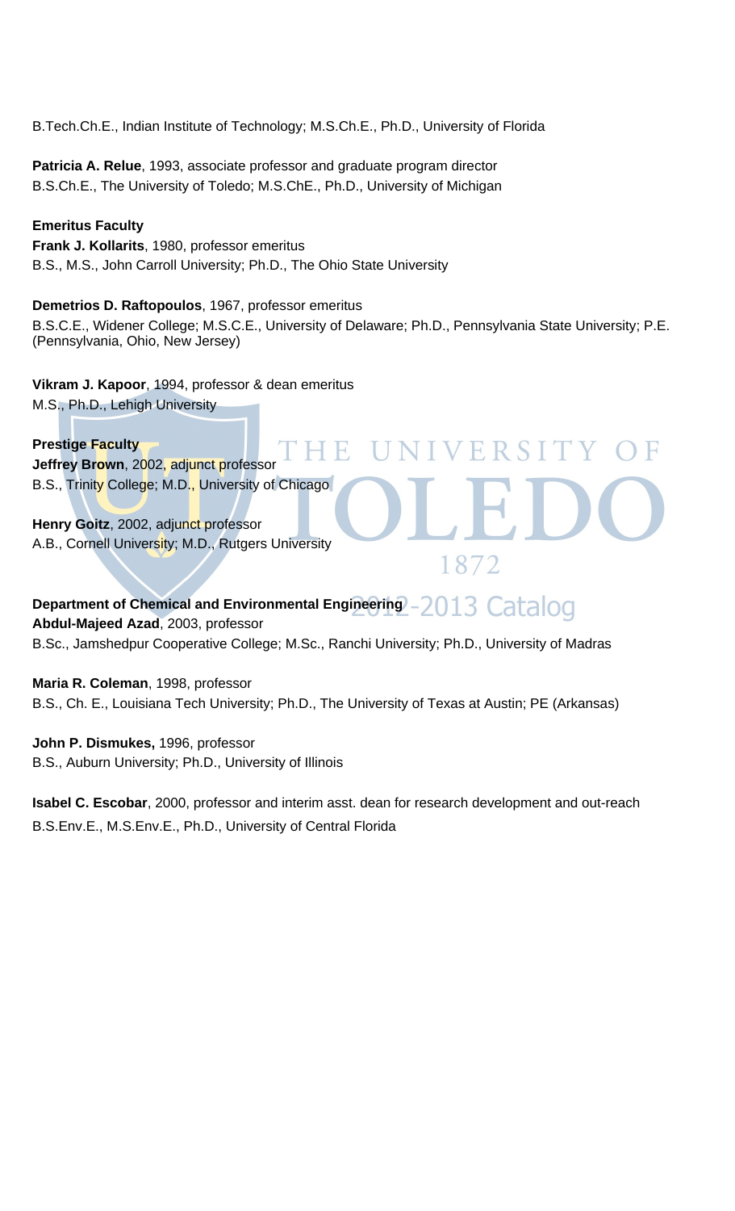B.Tech.Ch.E., Indian Institute of Technology; M.S.Ch.E., Ph.D., University of Florida

**Patricia A. Relue**, 1993, associate professor and graduate program director
B.S.Ch.E., The University of Toledo; M.S.ChE., Ph.D., University of Michigan

**Emeritus Faculty**

**Frank J. Kollarits**, 1980, professor emeritus
B.S., M.S., John Carroll University; Ph.D., The Ohio State University

**Demetrios D. Raftopoulos**, 1967, professor emeritus
B.S.C.E., Widener College; M.S.C.E., University of Delaware; Ph.D., Pennsylvania State University; P.E. (Pennsylvania, Ohio, New Jersey)

**Vikram J. Kapoor**, 1994, professor & dean emeritus
M.S., Ph.D., Lehigh University

**Prestige Faculty**

**Jeffrey Brown**, 2002, adjunct professor
B.S., Trinity College; M.D., University of Chicago

**Henry Goitz**, 2002, adjunct professor
A.B., Cornell University; M.D., Rutgers University

**Department of Chemical and Environmental Engineering**

**Abdul-Majeed Azad**, 2003, professor
B.Sc., Jamshedpur Cooperative College; M.Sc., Ranchi University; Ph.D., University of Madras

**Maria R. Coleman**, 1998, professor
B.S., Ch. E., Louisiana Tech University; Ph.D., The University of Texas at Austin; PE (Arkansas)

**John P. Dismukes,** 1996, professor
B.S., Auburn University; Ph.D., University of Illinois

**Isabel C. Escobar**, 2000, professor and interim asst. dean for research development and out-reach
B.S.Env.E., M.S.Env.E., Ph.D., University of Central Florida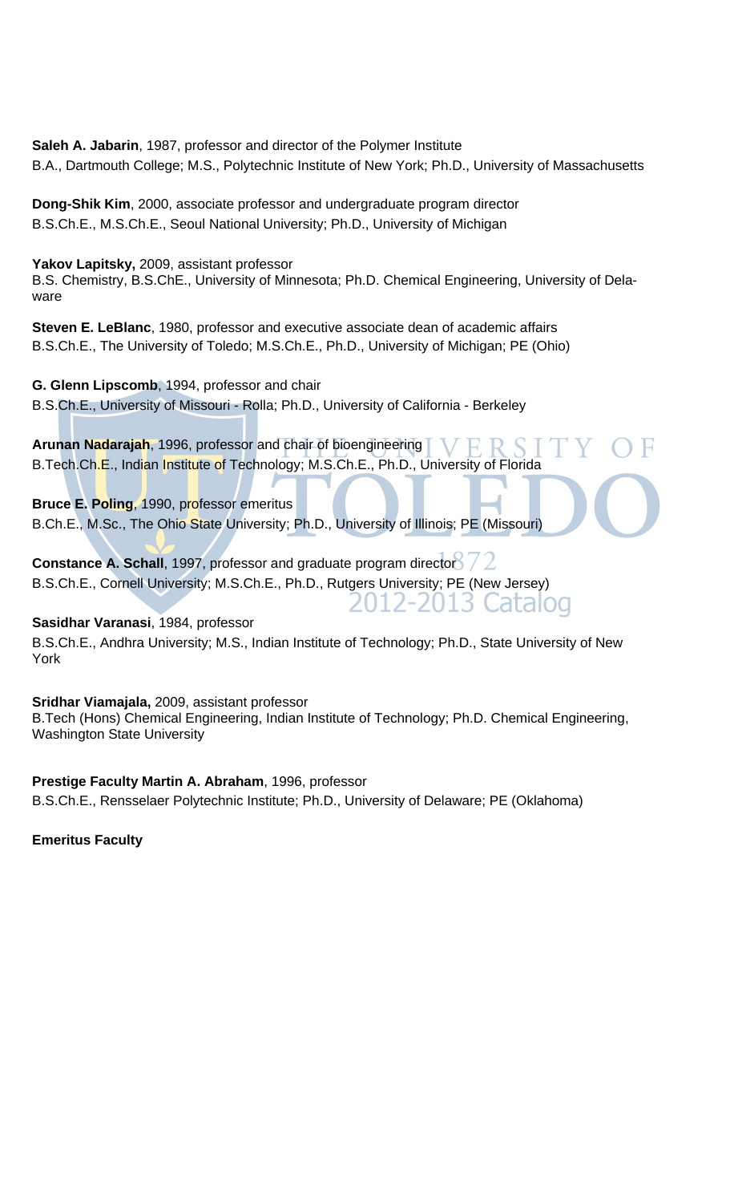**Saleh A. Jabarin**, 1987, professor and director of the Polymer Institute
B.A., Dartmouth College; M.S., Polytechnic Institute of New York; Ph.D., University of Massachusetts

**Dong-Shik Kim**, 2000, associate professor and undergraduate program director
B.S.Ch.E., M.S.Ch.E., Seoul National University; Ph.D., University of Michigan

**Yakov Lapitsky,** 2009, assistant professor
B.S. Chemistry, B.S.ChE., University of Minnesota; Ph.D. Chemical Engineering, University of Delaware

**Steven E. LeBlanc**, 1980, professor and executive associate dean of academic affairs
B.S.Ch.E., The University of Toledo; M.S.Ch.E., Ph.D., University of Michigan; PE (Ohio)

**G. Glenn Lipscomb**, 1994, professor and chair
B.S.Ch.E., University of Missouri - Rolla; Ph.D., University of California - Berkeley

**Arunan Nadarajah**, 1996, professor and chair of bioengineering
B.Tech.Ch.E., Indian Institute of Technology; M.S.Ch.E., Ph.D., University of Florida

**Bruce E. Poling**, 1990, professor emeritus
B.Ch.E., M.Sc., The Ohio State University; Ph.D., University of Illinois; PE (Missouri)

**Constance A. Schall**, 1997, professor and graduate program director
B.S.Ch.E., Cornell University; M.S.Ch.E., Ph.D., Rutgers University; PE (New Jersey)

**Sasidhar Varanasi**, 1984, professor
B.S.Ch.E., Andhra University; M.S., Indian Institute of Technology; Ph.D., State University of New York

**Sridhar Viamajala,** 2009, assistant professor
B.Tech (Hons) Chemical Engineering, Indian Institute of Technology; Ph.D. Chemical Engineering, Washington State University

**Prestige Faculty Martin A. Abraham**, 1996, professor
B.S.Ch.E., Rensselaer Polytechnic Institute; Ph.D., University of Delaware; PE (Oklahoma)

**Emeritus Faculty**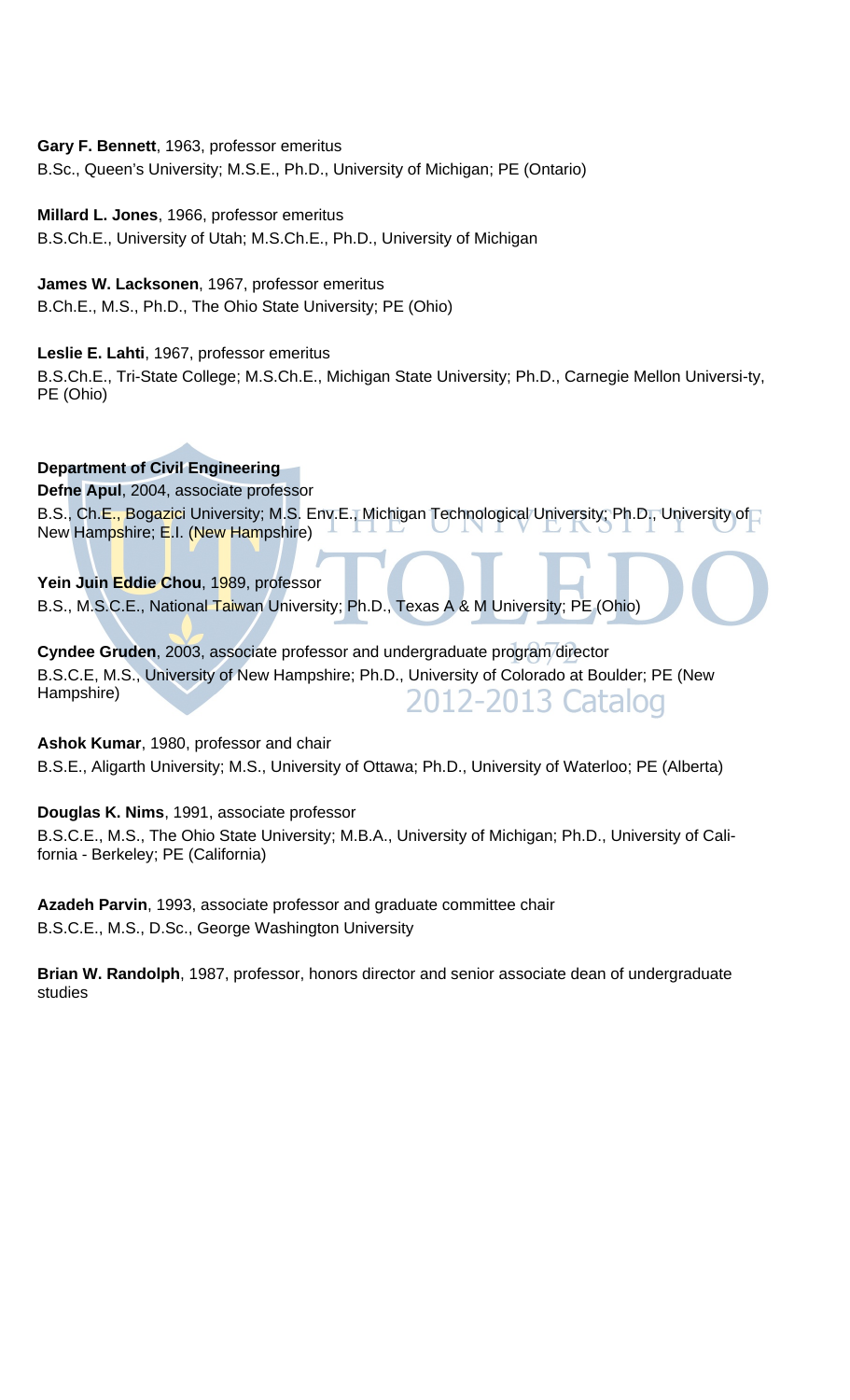**Gary F. Bennett**, 1963, professor emeritus
B.Sc., Queen's University; M.S.E., Ph.D., University of Michigan; PE (Ontario)

**Millard L. Jones**, 1966, professor emeritus
B.S.Ch.E., University of Utah; M.S.Ch.E., Ph.D., University of Michigan

**James W. Lacksonen**, 1967, professor emeritus
B.Ch.E., M.S., Ph.D., The Ohio State University; PE (Ohio)

**Leslie E. Lahti**, 1967, professor emeritus
B.S.Ch.E., Tri-State College; M.S.Ch.E., Michigan State University; Ph.D., Carnegie Mellon Universi-ty, PE (Ohio)

**Department of Civil Engineering**

**Defne Apul**, 2004, associate professor
B.S., Ch.E., Bogazici University; M.S. Env.E., Michigan Technological University; Ph.D., University of New Hampshire; E.I. (New Hampshire)

**Yein Juin Eddie Chou**, 1989, professor
B.S., M.S.C.E., National Taiwan University; Ph.D., Texas A & M University; PE (Ohio)

**Cyndee Gruden**, 2003, associate professor and undergraduate program director
B.S.C.E, M.S., University of New Hampshire; Ph.D., University of Colorado at Boulder; PE (New Hampshire)

**Ashok Kumar**, 1980, professor and chair
B.S.E., Aligarth University; M.S., University of Ottawa; Ph.D., University of Waterloo; PE (Alberta)

**Douglas K. Nims**, 1991, associate professor
B.S.C.E., M.S., The Ohio State University; M.B.A., University of Michigan; Ph.D., University of Cali-fornia - Berkeley; PE (California)

**Azadeh Parvin**, 1993, associate professor and graduate committee chair
B.S.C.E., M.S., D.Sc., George Washington University

**Brian W. Randolph**, 1987, professor, honors director and senior associate dean of undergraduate studies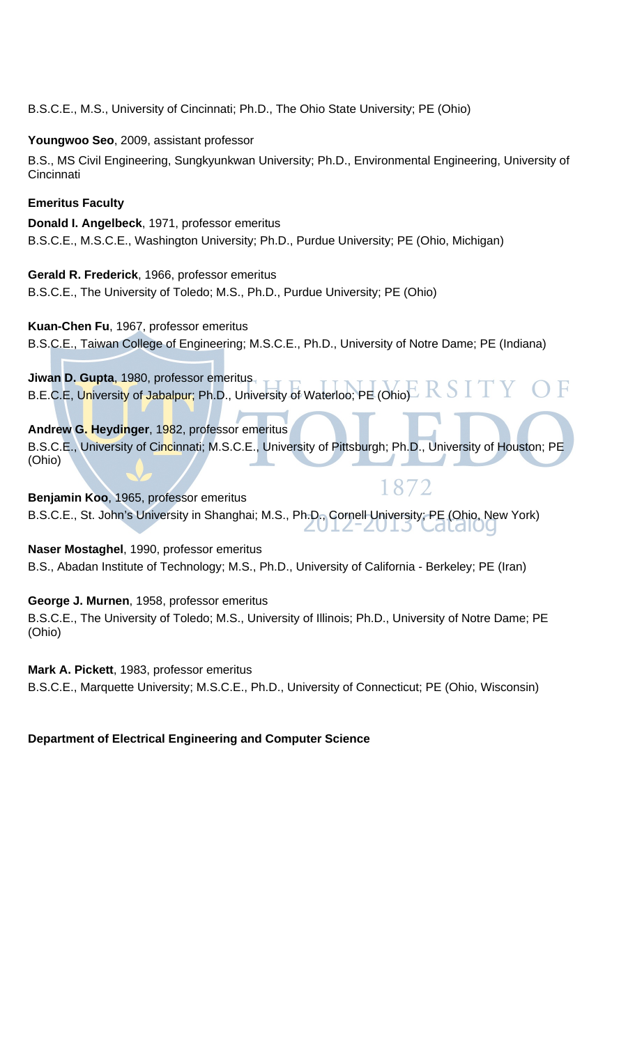B.S.C.E., M.S., University of Cincinnati; Ph.D., The Ohio State University; PE (Ohio)

**Youngwoo Seo**, 2009, assistant professor

B.S., MS Civil Engineering, Sungkyunkwan University; Ph.D., Environmental Engineering, University of Cincinnati

**Emeritus Faculty**

**Donald I. Angelbeck**, 1971, professor emeritus
B.S.C.E., M.S.C.E., Washington University; Ph.D., Purdue University; PE (Ohio, Michigan)

**Gerald R. Frederick**, 1966, professor emeritus
B.S.C.E., The University of Toledo; M.S., Ph.D., Purdue University; PE (Ohio)

**Kuan-Chen Fu**, 1967, professor emeritus
B.S.C.E., Taiwan College of Engineering; M.S.C.E., Ph.D., University of Notre Dame; PE (Indiana)

**Jiwan D. Gupta**, 1980, professor emeritus
B.E.C.E, University of Jabalpur; Ph.D., University of Waterloo; PE (Ohio)

**Andrew G. Heydinger**, 1982, professor emeritus
B.S.C.E., University of Cincinnati; M.S.C.E., University of Pittsburgh; Ph.D., University of Houston; PE (Ohio)

**Benjamin Koo**, 1965, professor emeritus
B.S.C.E., St. John's University in Shanghai; M.S., Ph.D., Cornell University; PE (Ohio, New York)

**Naser Mostaghel**, 1990, professor emeritus
B.S., Abadan Institute of Technology; M.S., Ph.D., University of California - Berkeley; PE (Iran)

**George J. Murnen**, 1958, professor emeritus
B.S.C.E., The University of Toledo; M.S., University of Illinois; Ph.D., University of Notre Dame; PE (Ohio)

**Mark A. Pickett**, 1983, professor emeritus
B.S.C.E., Marquette University; M.S.C.E., Ph.D., University of Connecticut; PE (Ohio, Wisconsin)

**Department of Electrical Engineering and Computer Science**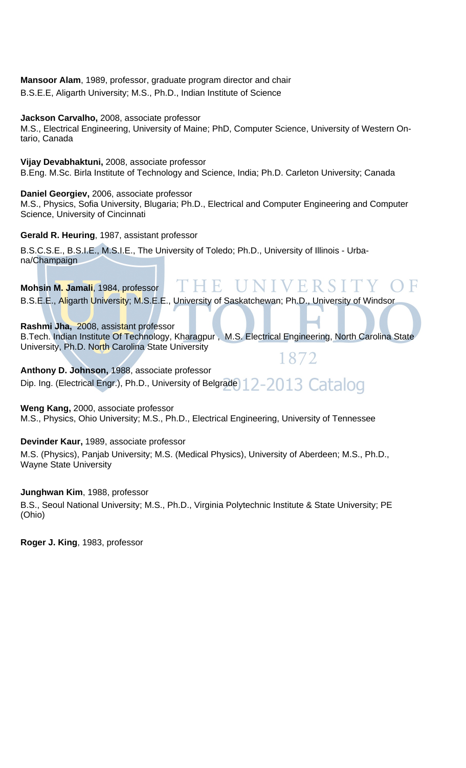**Mansoor Alam**, 1989, professor, graduate program director and chair
B.S.E.E, Aligarth University; M.S., Ph.D., Indian Institute of Science

**Jackson Carvalho,** 2008, associate professor
M.S., Electrical Engineering, University of Maine; PhD, Computer Science, University of Western Ontario, Canada

**Vijay Devabhaktuni,** 2008, associate professor
B.Eng. M.Sc. Birla Institute of Technology and Science, India; Ph.D. Carleton University; Canada

**Daniel Georgiev,** 2006, associate professor
M.S., Physics, Sofia University, Blugaria; Ph.D., Electrical and Computer Engineering and Computer Science, University of Cincinnati

**Gerald R. Heuring**, 1987, assistant professor
B.S.C.S.E., B.S.I.E., M.S.I.E., The University of Toledo; Ph.D., University of Illinois - Urbana/Champaign

**Mohsin M. Jamali**, 1984, professor
B.S.E.E., Aligarth University; M.S.E.E., University of Saskatchewan; Ph.D., University of Windsor

**Rashmi Jha,** 2008, assistant professor
B.Tech. Indian Institute Of Technology, Kharagpur , M.S. Electrical Engineering, North Carolina State University, Ph.D. North Carolina State University

**Anthony D. Johnson,** 1988, associate professor
Dip. Ing. (Electrical Engr.), Ph.D., University of Belgrade

**Weng Kang,** 2000, associate professor
M.S., Physics, Ohio University; M.S., Ph.D., Electrical Engineering, University of Tennessee

**Devinder Kaur,** 1989, associate professor
M.S. (Physics), Panjab University; M.S. (Medical Physics), University of Aberdeen; M.S., Ph.D., Wayne State University

**Junghwan Kim**, 1988, professor
B.S., Seoul National University; M.S., Ph.D., Virginia Polytechnic Institute & State University; PE (Ohio)

**Roger J. King**, 1983, professor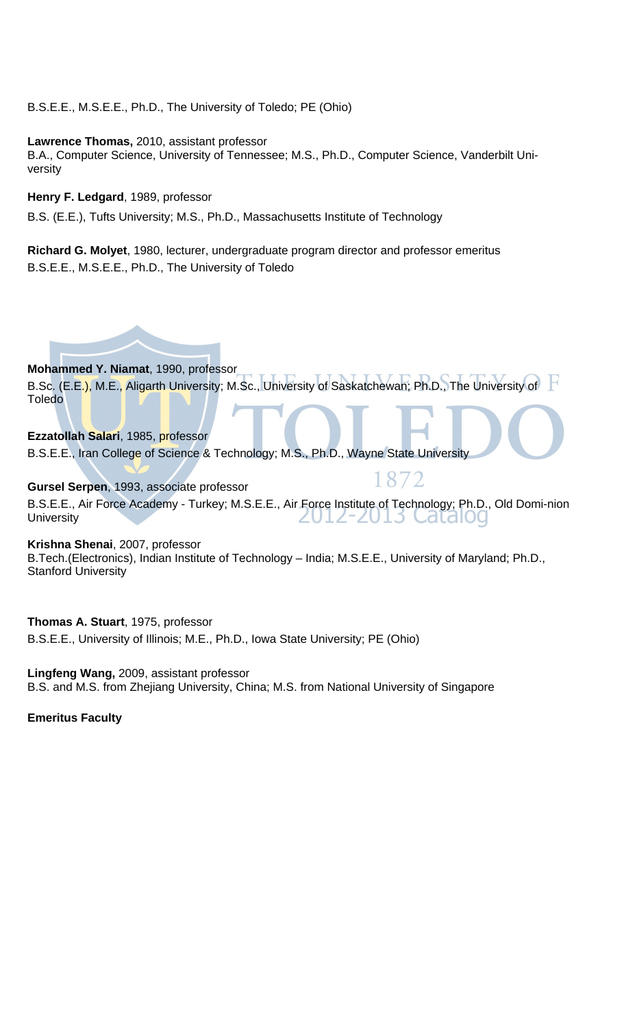B.S.E.E., M.S.E.E., Ph.D., The University of Toledo; PE (Ohio)

**Lawrence Thomas,** 2010, assistant professor
B.A., Computer Science, University of Tennessee; M.S., Ph.D., Computer Science, Vanderbilt University

**Henry F. Ledgard**, 1989, professor
B.S. (E.E.), Tufts University; M.S., Ph.D., Massachusetts Institute of Technology

**Richard G. Molyet**, 1980, lecturer, undergraduate program director and professor emeritus
B.S.E.E., M.S.E.E., Ph.D., The University of Toledo

**Mohammed Y. Niamat**, 1990, professor
B.Sc. (E.E.), M.E., Aligarth University; M.Sc., University of Saskatchewan; Ph.D., The University of Toledo

**Ezzatollah Salari**, 1985, professor
B.S.E.E., Iran College of Science & Technology; M.S., Ph.D., Wayne State University

**Gursel Serpen**, 1993, associate professor
B.S.E.E., Air Force Academy - Turkey; M.S.E.E., Air Force Institute of Technology; Ph.D., Old Domi-nion University

**Krishna Shenai**, 2007, professor
B.Tech.(Electronics), Indian Institute of Technology – India; M.S.E.E., University of Maryland; Ph.D., Stanford University

**Thomas A. Stuart**, 1975, professor
B.S.E.E., University of Illinois; M.E., Ph.D., Iowa State University; PE (Ohio)

**Lingfeng Wang,** 2009, assistant professor
B.S. and M.S. from Zhejiang University, China; M.S. from National University of Singapore

**Emeritus Faculty**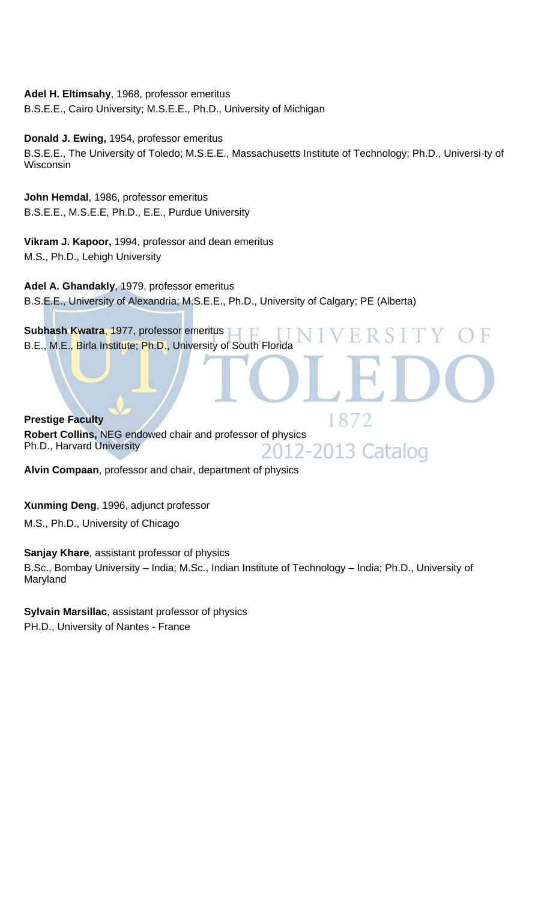**Adel H. Eltimsahy**, 1968, professor emeritus
B.S.E.E., Cairo University; M.S.E.E., Ph.D., University of Michigan

**Donald J. Ewing,** 1954, professor emeritus
B.S.E.E., The University of Toledo; M.S.E.E., Massachusetts Institute of Technology; Ph.D., Universi-ty of Wisconsin

**John Hemdal**, 1986, professor emeritus
B.S.E.E., M.S.E.E, Ph.D., E.E., Purdue University

**Vikram J. Kapoor,** 1994, professor and dean emeritus
M.S., Ph.D., Lehigh University

**Adel A. Ghandakly**, 1979, professor emeritus
B.S.E.E., University of Alexandria; M.S.E.E., Ph.D., University of Calgary; PE (Alberta)

**Subhash Kwatra**, 1977, professor emeritus
B.E., M.E., Birla Institute; Ph.D., University of South Florida

**Prestige Faculty**

**Robert Collins,** NEG endowed chair and professor of physics
Ph.D., Harvard University

**Alvin Compaan**, professor and chair, department of physics

**Xunming Deng**, 1996, adjunct professor
M.S., Ph.D., University of Chicago

**Sanjay Khare**, assistant professor of physics
B.Sc., Bombay University – India; M.Sc., Indian Institute of Technology – India; Ph.D., University of Maryland

**Sylvain Marsillac**, assistant professor of physics
PH.D., University of Nantes - France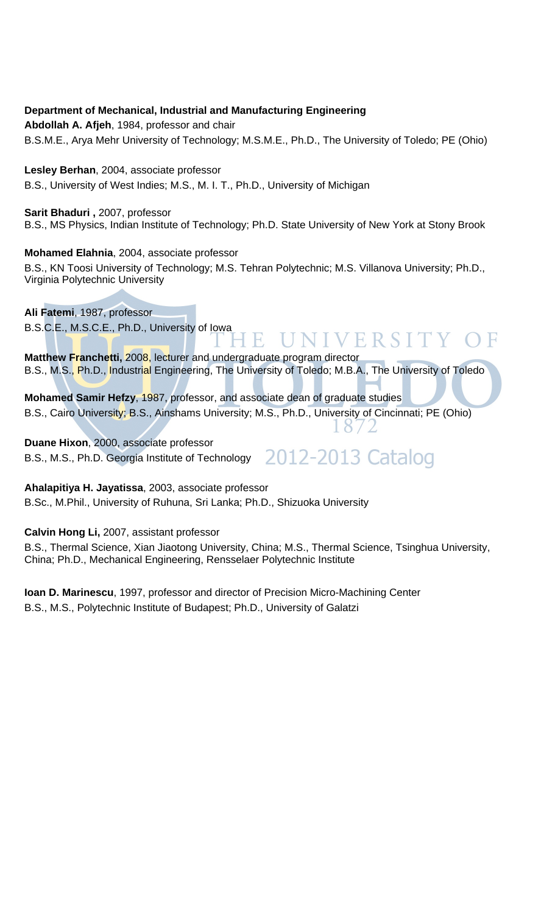**Department of Mechanical, Industrial and Manufacturing Engineering**

**Abdollah A. Afjeh**, 1984, professor and chair
B.S.M.E., Arya Mehr University of Technology; M.S.M.E., Ph.D., The University of Toledo; PE (Ohio)

**Lesley Berhan**, 2004, associate professor
B.S., University of West Indies; M.S., M. I. T., Ph.D., University of Michigan

**Sarit Bhaduri ,** 2007, professor
B.S., MS Physics, Indian Institute of Technology; Ph.D. State University of New York at Stony Brook

**Mohamed Elahnia**, 2004, associate professor
B.S., KN Toosi University of Technology; M.S. Tehran Polytechnic; M.S. Villanova University; Ph.D., Virginia Polytechnic University

**Ali Fatemi**, 1987, professor
B.S.C.E., M.S.C.E., Ph.D., University of Iowa

**Matthew Franchetti,** 2008, lecturer and undergraduate program director
B.S., M.S., Ph.D., Industrial Engineering, The University of Toledo; M.B.A., The University of Toledo

**Mohamed Samir Hefzy**, 1987, professor, and associate dean of graduate studies
B.S., Cairo University; B.S., Ainshams University; M.S., Ph.D., University of Cincinnati; PE (Ohio)

**Duane Hixon**, 2000, associate professor
B.S., M.S., Ph.D. Georgia Institute of Technology

**Ahalapitiya H. Jayatissa**, 2003, associate professor
B.Sc., M.Phil., University of Ruhuna, Sri Lanka; Ph.D., Shizuoka University

**Calvin Hong Li,** 2007, assistant professor
B.S., Thermal Science, Xian Jiaotong University, China; M.S., Thermal Science, Tsinghua University, China; Ph.D., Mechanical Engineering, Rensselaer Polytechnic Institute

**Ioan D. Marinescu**, 1997, professor and director of Precision Micro-Machining Center
B.S., M.S., Polytechnic Institute of Budapest; Ph.D., University of Galatzi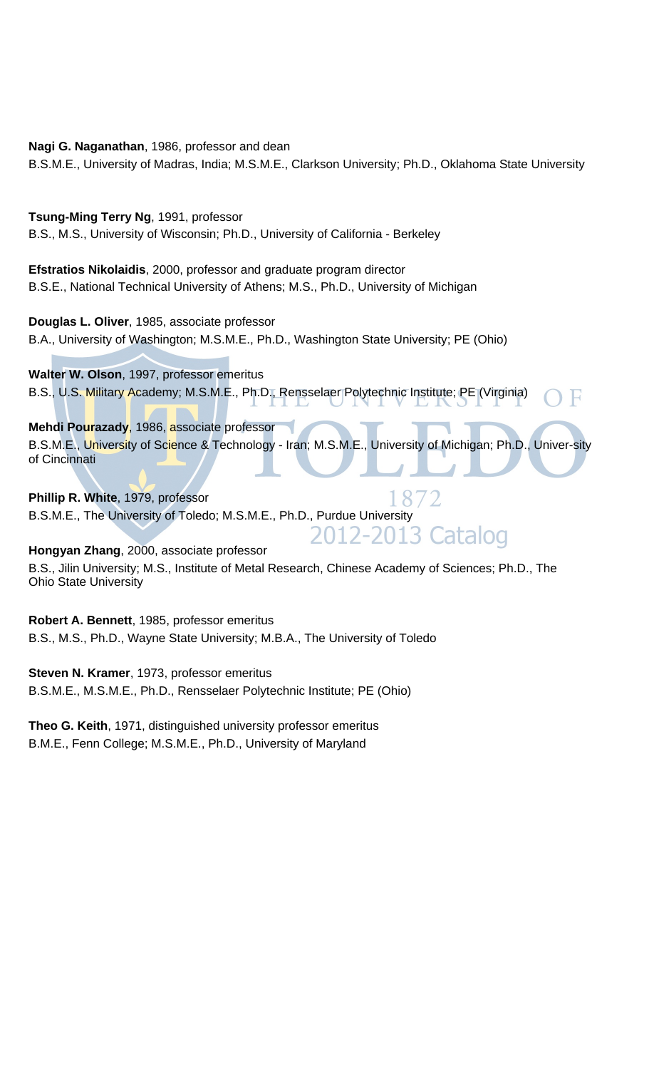**Nagi G. Naganathan**, 1986, professor and dean
B.S.M.E., University of Madras, India; M.S.M.E., Clarkson University; Ph.D., Oklahoma State University

**Tsung-Ming Terry Ng**, 1991, professor
B.S., M.S., University of Wisconsin; Ph.D., University of California - Berkeley

**Efstratios Nikolaidis**, 2000, professor and graduate program director
B.S.E., National Technical University of Athens; M.S., Ph.D., University of Michigan

**Douglas L. Oliver**, 1985, associate professor
B.A., University of Washington; M.S.M.E., Ph.D., Washington State University; PE (Ohio)

**Walter W. Olson**, 1997, professor emeritus
B.S., U.S. Military Academy; M.S.M.E., Ph.D., Rensselaer Polytechnic Institute; PE (Virginia)

**Mehdi Pourazady**, 1986, associate professor
B.S.M.E., University of Science & Technology - Iran; M.S.M.E., University of Michigan; Ph.D., Univer-sity of Cincinnati

**Phillip R. White**, 1979, professor
B.S.M.E., The University of Toledo; M.S.M.E., Ph.D., Purdue University

**Hongyan Zhang**, 2000, associate professor
B.S., Jilin University; M.S., Institute of Metal Research, Chinese Academy of Sciences; Ph.D., The Ohio State University

**Robert A. Bennett**, 1985, professor emeritus
B.S., M.S., Ph.D., Wayne State University; M.B.A., The University of Toledo

**Steven N. Kramer**, 1973, professor emeritus
B.S.M.E., M.S.M.E., Ph.D., Rensselaer Polytechnic Institute; PE (Ohio)

**Theo G. Keith**, 1971, distinguished university professor emeritus
B.M.E., Fenn College; M.S.M.E., Ph.D., University of Maryland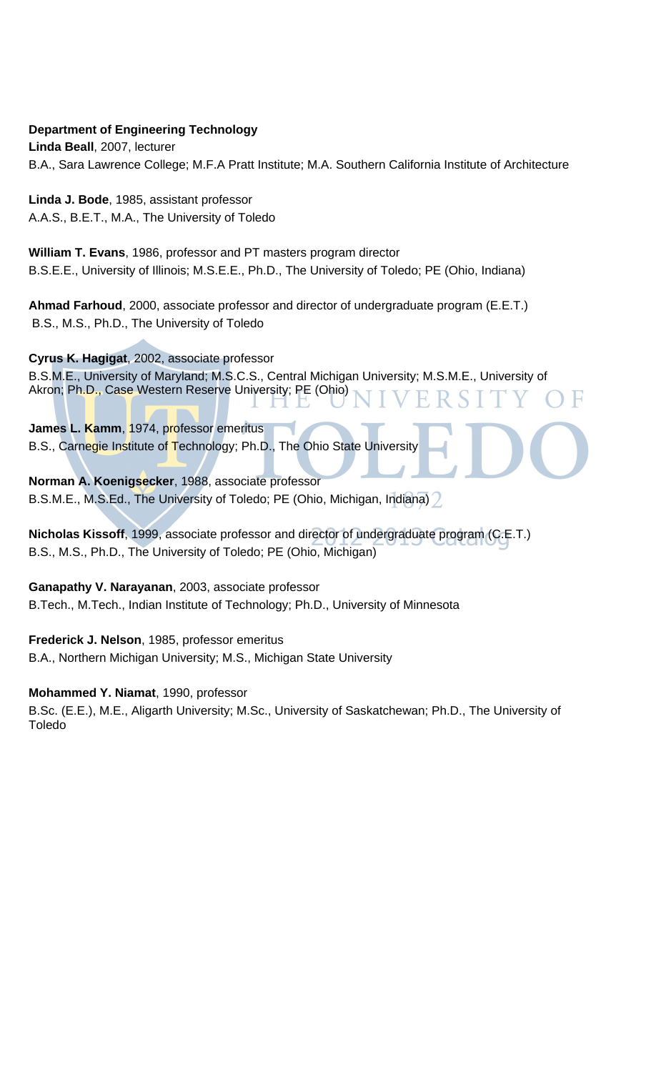**Department of Engineering Technology**

**Linda Beall**, 2007, lecturer
B.A., Sara Lawrence College; M.F.A Pratt Institute; M.A. Southern California Institute of Architecture

**Linda J. Bode**, 1985, assistant professor
A.A.S., B.E.T., M.A., The University of Toledo

**William T. Evans**, 1986, professor and PT masters program director
B.S.E.E., University of Illinois; M.S.E.E., Ph.D., The University of Toledo; PE (Ohio, Indiana)

**Ahmad Farhoud**, 2000, associate professor and director of undergraduate program (E.E.T.)
B.S., M.S., Ph.D., The University of Toledo

**Cyrus K. Hagigat**, 2002, associate professor
B.S.M.E., University of Maryland; M.S.C.S., Central Michigan University; M.S.M.E., University of Akron; Ph.D., Case Western Reserve University; PE (Ohio)

**James L. Kamm**, 1974, professor emeritus
B.S., Carnegie Institute of Technology; Ph.D., The Ohio State University

**Norman A. Koenigsecker**, 1988, associate professor
B.S.M.E., M.S.Ed., The University of Toledo; PE (Ohio, Michigan, Indiana)

**Nicholas Kissoff**, 1999, associate professor and director of undergraduate program (C.E.T.)
B.S., M.S., Ph.D., The University of Toledo; PE (Ohio, Michigan)

**Ganapathy V. Narayanan**, 2003, associate professor
B.Tech., M.Tech., Indian Institute of Technology; Ph.D., University of Minnesota

**Frederick J. Nelson**, 1985, professor emeritus
B.A., Northern Michigan University; M.S., Michigan State University

**Mohammed Y. Niamat**, 1990, professor
B.Sc. (E.E.), M.E., Aligarth University; M.Sc., University of Saskatchewan; Ph.D., The University of Toledo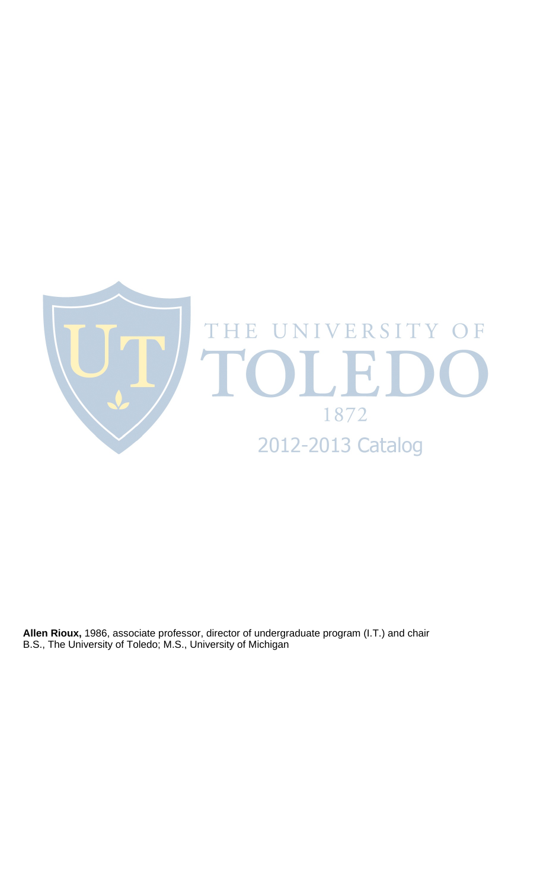**Allen Rioux,** 1986, associate professor, director of undergraduate program (I.T.) and chair
B.S., The University of Toledo; M.S., University of Michigan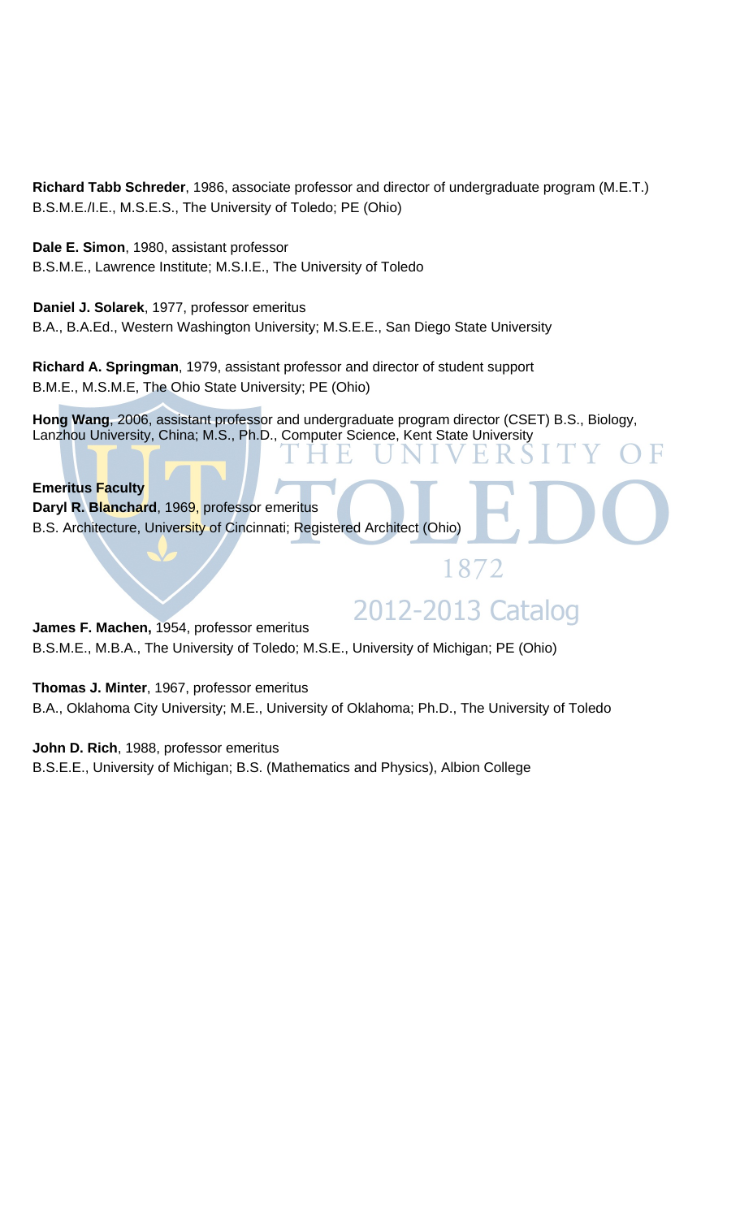**Richard Tabb Schreder**, 1986, associate professor and director of undergraduate program (M.E.T.)
B.S.M.E./I.E., M.S.E.S., The University of Toledo; PE (Ohio)

**Dale E. Simon**, 1980, assistant professor
B.S.M.E., Lawrence Institute; M.S.I.E., The University of Toledo

**Daniel J. Solarek**, 1977, professor emeritus
B.A., B.A.Ed., Western Washington University; M.S.E.E., San Diego State University

**Richard A. Springman**, 1979, assistant professor and director of student support
B.M.E., M.S.M.E, The Ohio State University; PE (Ohio)

**Hong Wang**, 2006, assistant professor and undergraduate program director (CSET) B.S., Biology, Lanzhou University, China; M.S., Ph.D., Computer Science, Kent State University

**Emeritus Faculty**

**Daryl R. Blanchard**, 1969, professor emeritus
B.S. Architecture, University of Cincinnati; Registered Architect (Ohio)

**James F. Machen,** 1954, professor emeritus
B.S.M.E., M.B.A., The University of Toledo; M.S.E., University of Michigan; PE (Ohio)

**Thomas J. Minter**, 1967, professor emeritus
B.A., Oklahoma City University; M.E., University of Oklahoma; Ph.D., The University of Toledo

**John D. Rich**, 1988, professor emeritus
B.S.E.E., University of Michigan; B.S. (Mathematics and Physics), Albion College